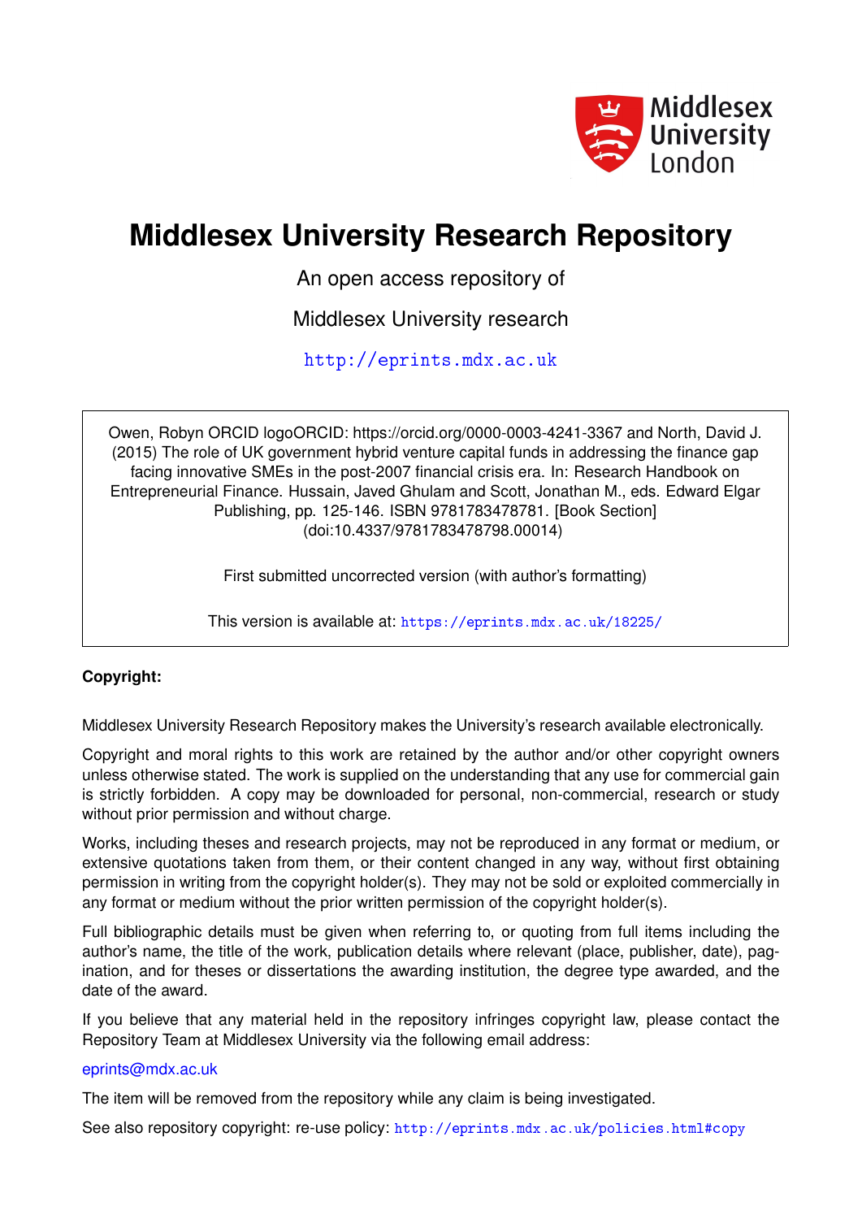Middlesex University London

# Middlesex University Research Repository

An open access repository of

Middlesex University research

http://eprints.mdx.ac.uk

Owen, Robyn ORCID logoORCID: https://orcid.org/0000-0003-4241-3367 and North, David J. (2015) The role of UK government hybrid venture capital funds in addressing the finance gap facing innovative SMEs in the post-2007 financial crisis era. In: Research Handbook on Entrepreneurial Finance. Hussain, Javed Ghulam and Scott, Jonathan M., eds. Edward Elgar Publishing, pp. 125-146. ISBN 9781783478781. [Book Section] (doi:10.4337/9781783478798.00014)

First submitted uncorrected version (with author's formatting)

This version is available at: https://eprints.mdx.ac.uk/18225/

**Copyright:**

Middlesex University Research Repository makes the University's research available electronically.

Copyright and moral rights to this work are retained by the author and/or other copyright owners unless otherwise stated. The work is supplied on the understanding that any use for commercial gain is strictly forbidden. A copy may be downloaded for personal, non-commercial, research or study without prior permission and without charge.

Works, including theses and research projects, may not be reproduced in any format or medium, or extensive quotations taken from them, or their content changed in any way, without first obtaining permission in writing from the copyright holder(s). They may not be sold or exploited commercially in any format or medium without the prior written permission of the copyright holder(s).

Full bibliographic details must be given when referring to, or quoting from full items including the author's name, the title of the work, publication details where relevant (place, publisher, date), pagination, and for theses or dissertations the awarding institution, the degree type awarded, and the date of the award.

If you believe that any material held in the repository infringes copyright law, please contact the Repository Team at Middlesex University via the following email address:

eprints@mdx.ac.uk

The item will be removed from the repository while any claim is being investigated.

See also repository copyright: re-use policy: http://eprints.mdx.ac.uk/policies.html#copy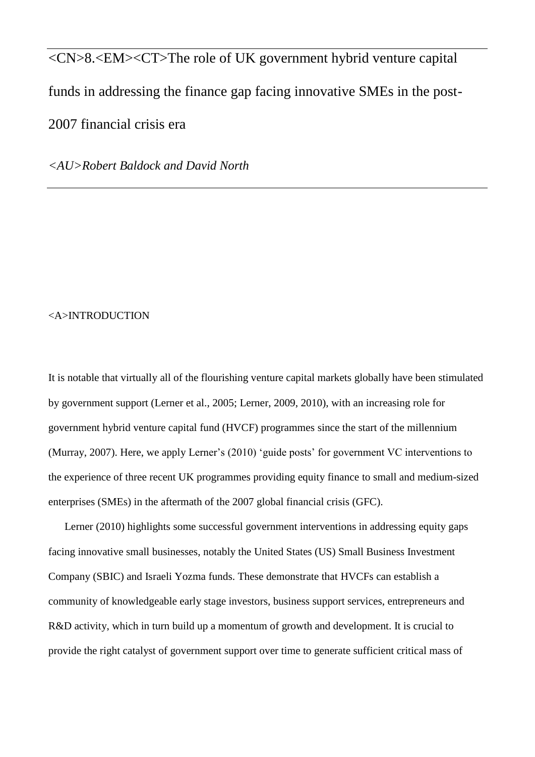# <CN>8.<EM><CT>The role of UK government hybrid venture capital funds in addressing the finance gap facing innovative SMEs in the post-2007 financial crisis era

*<AU>Robert Baldock and David North*

## <A>INTRODUCTION

It is notable that virtually all of the flourishing venture capital markets globally have been stimulated by government support (Lerner et al., 2005; Lerner, 2009, 2010), with an increasing role for government hybrid venture capital fund (HVCF) programmes since the start of the millennium (Murray, 2007). Here, we apply Lerner's (2010) 'guide posts' for government VC interventions to the experience of three recent UK programmes providing equity finance to small and medium-sized enterprises (SMEs) in the aftermath of the 2007 global financial crisis (GFC).

Lerner (2010) highlights some successful government interventions in addressing equity gaps facing innovative small businesses, notably the United States (US) Small Business Investment Company (SBIC) and Israeli Yozma funds. These demonstrate that HVCFs can establish a community of knowledgeable early stage investors, business support services, entrepreneurs and R&D activity, which in turn build up a momentum of growth and development. It is crucial to provide the right catalyst of government support over time to generate sufficient critical mass of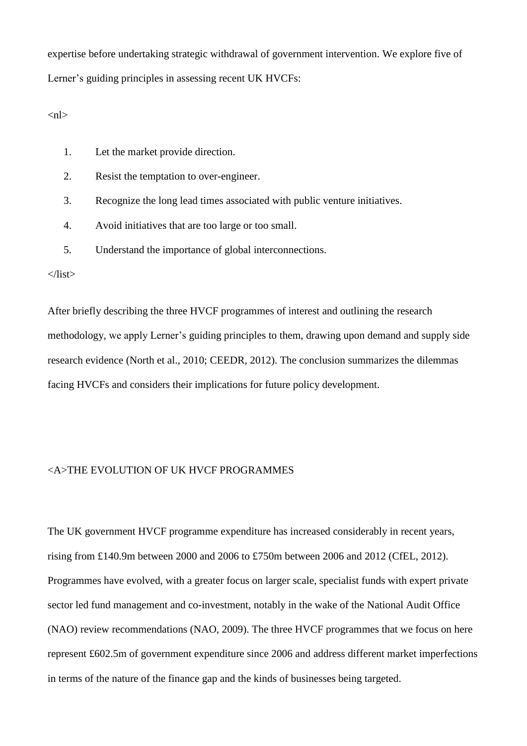expertise before undertaking strategic withdrawal of government intervention. We explore five of Lerner's guiding principles in assessing recent UK HVCFs:

<nl>

1. Let the market provide direction.
2. Resist the temptation to over-engineer.
3. Recognize the long lead times associated with public venture initiatives.
4. Avoid initiatives that are too large or too small.
5. Understand the importance of global interconnections.

</list>

After briefly describing the three HVCF programmes of interest and outlining the research methodology, we apply Lerner's guiding principles to them, drawing upon demand and supply side research evidence (North et al., 2010; CEEDR, 2012). The conclusion summarizes the dilemmas facing HVCFs and considers their implications for future policy development.

## <A>THE EVOLUTION OF UK HVCF PROGRAMMES

The UK government HVCF programme expenditure has increased considerably in recent years, rising from £140.9m between 2000 and 2006 to £750m between 2006 and 2012 (CfEL, 2012). Programmes have evolved, with a greater focus on larger scale, specialist funds with expert private sector led fund management and co-investment, notably in the wake of the National Audit Office (NAO) review recommendations (NAO, 2009). The three HVCF programmes that we focus on here represent £602.5m of government expenditure since 2006 and address different market imperfections in terms of the nature of the finance gap and the kinds of businesses being targeted.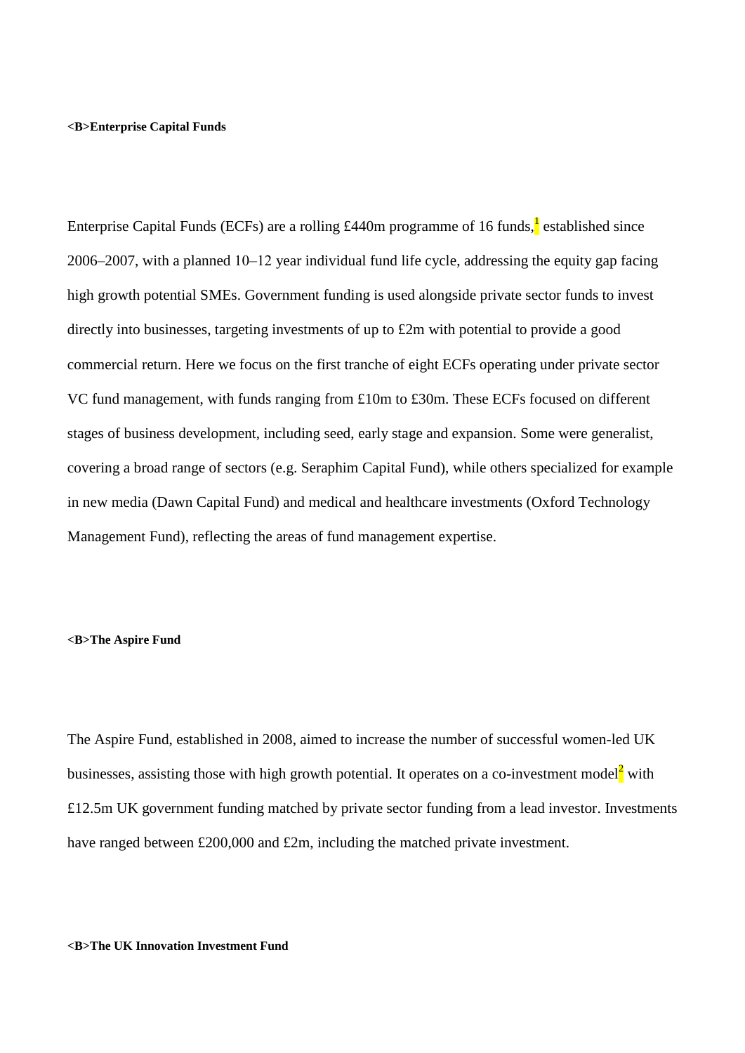## Enterprise Capital Funds

Enterprise Capital Funds (ECFs) are a rolling £440m programme of 16 funds,[1] established since 2006–2007, with a planned 10–12 year individual fund life cycle, addressing the equity gap facing high growth potential SMEs. Government funding is used alongside private sector funds to invest directly into businesses, targeting investments of up to £2m with potential to provide a good commercial return. Here we focus on the first tranche of eight ECFs operating under private sector VC fund management, with funds ranging from £10m to £30m. These ECFs focused on different stages of business development, including seed, early stage and expansion. Some were generalist, covering a broad range of sectors (e.g. Seraphim Capital Fund), while others specialized for example in new media (Dawn Capital Fund) and medical and healthcare investments (Oxford Technology Management Fund), reflecting the areas of fund management expertise.

## The Aspire Fund

The Aspire Fund, established in 2008, aimed to increase the number of successful women-led UK businesses, assisting those with high growth potential. It operates on a co-investment model[2] with £12.5m UK government funding matched by private sector funding from a lead investor. Investments have ranged between £200,000 and £2m, including the matched private investment.

## The UK Innovation Investment Fund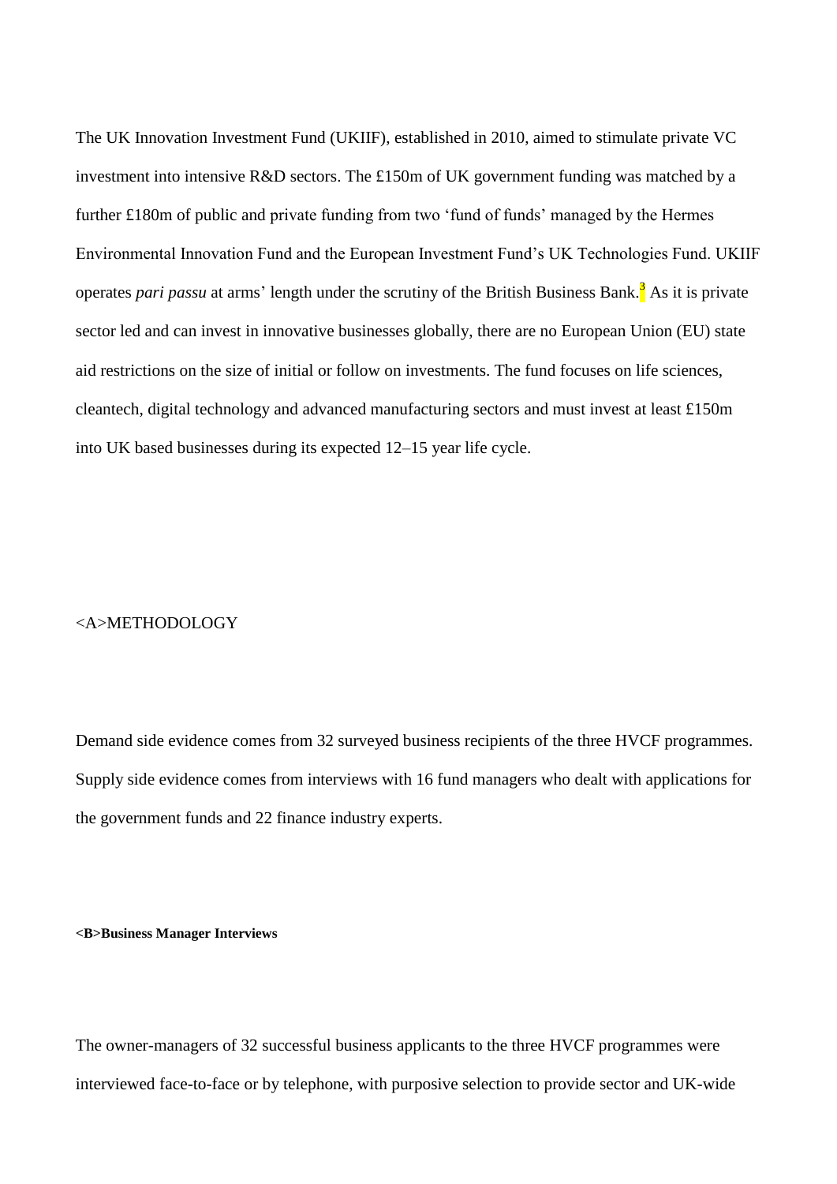The UK Innovation Investment Fund (UKIIF), established in 2010, aimed to stimulate private VC investment into intensive R&D sectors. The £150m of UK government funding was matched by a further £180m of public and private funding from two 'fund of funds' managed by the Hermes Environmental Innovation Fund and the European Investment Fund's UK Technologies Fund. UKIIF operates *pari passu* at arms' length under the scrutiny of the British Business Bank.[3] As it is private sector led and can invest in innovative businesses globally, there are no European Union (EU) state aid restrictions on the size of initial or follow on investments. The fund focuses on life sciences, cleantech, digital technology and advanced manufacturing sectors and must invest at least £150m into UK based businesses during its expected 12–15 year life cycle.

## METHODOLOGY

Demand side evidence comes from 32 surveyed business recipients of the three HVCF programmes. Supply side evidence comes from interviews with 16 fund managers who dealt with applications for the government funds and 22 finance industry experts.

### Business Manager Interviews

The owner-managers of 32 successful business applicants to the three HVCF programmes were interviewed face-to-face or by telephone, with purposive selection to provide sector and UK-wide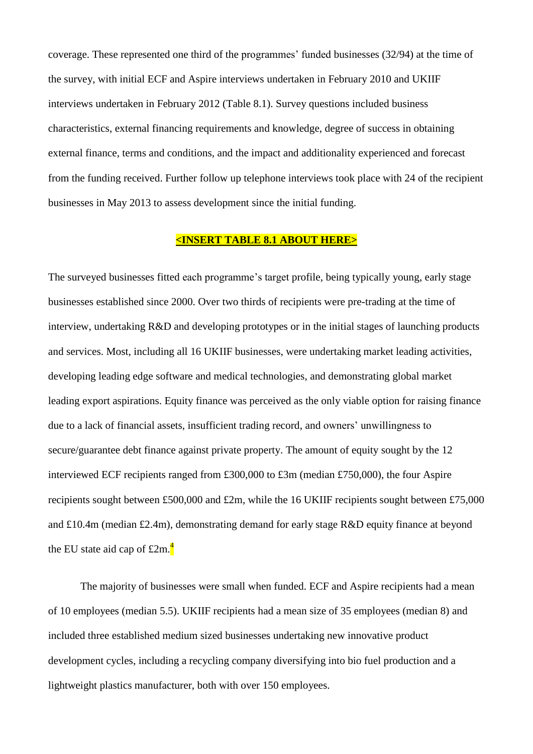coverage. These represented one third of the programmes' funded businesses (32/94) at the time of the survey, with initial ECF and Aspire interviews undertaken in February 2010 and UKIIF interviews undertaken in February 2012 (Table 8.1). Survey questions included business characteristics, external financing requirements and knowledge, degree of success in obtaining external finance, terms and conditions, and the impact and additionality experienced and forecast from the funding received. Further follow up telephone interviews took place with 24 of the recipient businesses in May 2013 to assess development since the initial funding.

**<INSERT TABLE 8.1 ABOUT HERE>**

The surveyed businesses fitted each programme's target profile, being typically young, early stage businesses established since 2000. Over two thirds of recipients were pre-trading at the time of interview, undertaking R&D and developing prototypes or in the initial stages of launching products and services. Most, including all 16 UKIIF businesses, were undertaking market leading activities, developing leading edge software and medical technologies, and demonstrating global market leading export aspirations. Equity finance was perceived as the only viable option for raising finance due to a lack of financial assets, insufficient trading record, and owners' unwillingness to secure/guarantee debt finance against private property. The amount of equity sought by the 12 interviewed ECF recipients ranged from £300,000 to £3m (median £750,000), the four Aspire recipients sought between £500,000 and £2m, while the 16 UKIIF recipients sought between £75,000 and £10.4m (median £2.4m), demonstrating demand for early stage R&D equity finance at beyond the EU state aid cap of £2m.[4]

The majority of businesses were small when funded. ECF and Aspire recipients had a mean of 10 employees (median 5.5). UKIIF recipients had a mean size of 35 employees (median 8) and included three established medium sized businesses undertaking new innovative product development cycles, including a recycling company diversifying into bio fuel production and a lightweight plastics manufacturer, both with over 150 employees.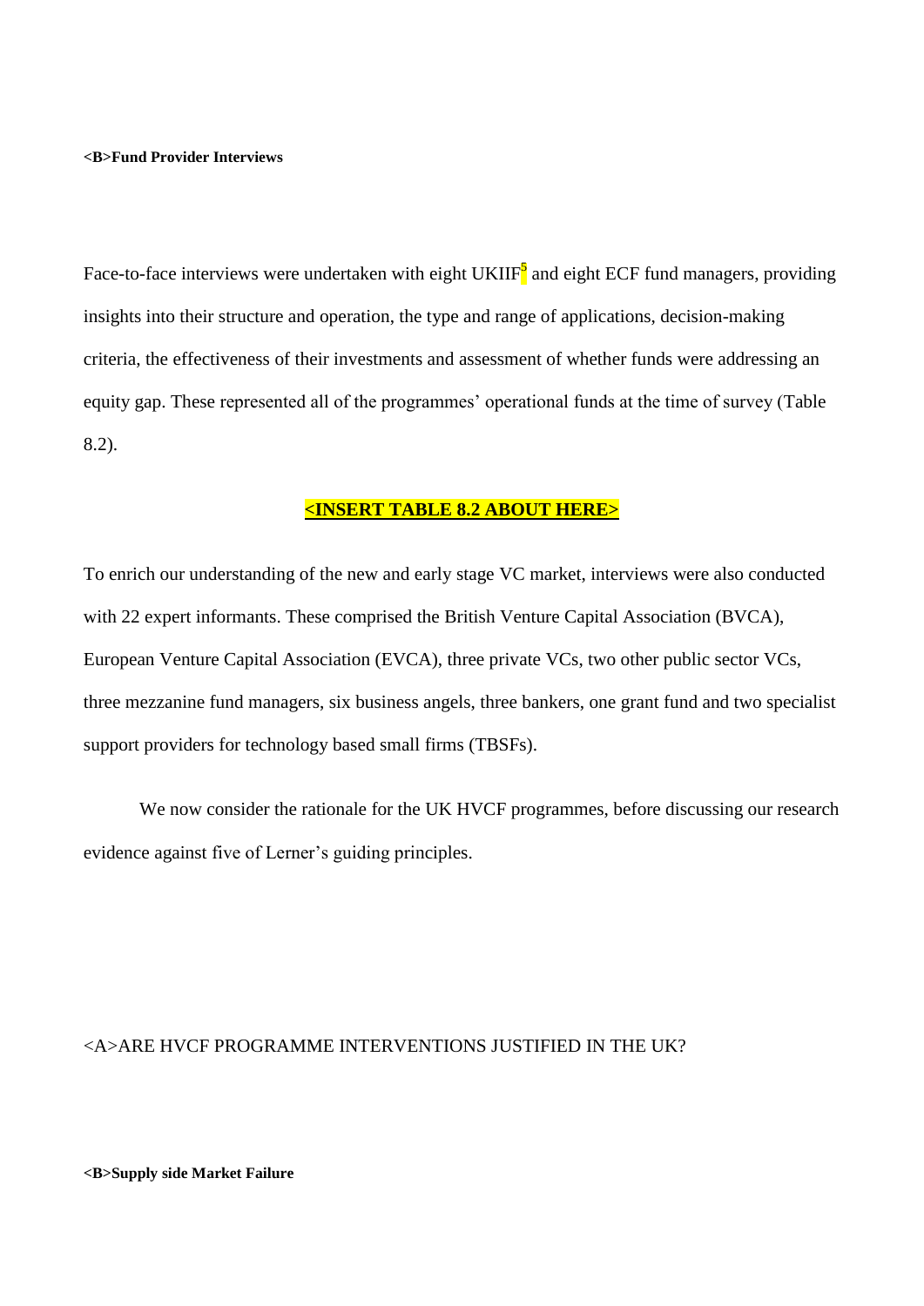### <B>Fund Provider Interviews

Face-to-face interviews were undertaken with eight UKIIF[5] and eight ECF fund managers, providing insights into their structure and operation, the type and range of applications, decision-making criteria, the effectiveness of their investments and assessment of whether funds were addressing an equity gap. These represented all of the programmes' operational funds at the time of survey (Table 8.2).

**<INSERT TABLE 8.2 ABOUT HERE>**

To enrich our understanding of the new and early stage VC market, interviews were also conducted with 22 expert informants. These comprised the British Venture Capital Association (BVCA), European Venture Capital Association (EVCA), three private VCs, two other public sector VCs, three mezzanine fund managers, six business angels, three bankers, one grant fund and two specialist support providers for technology based small firms (TBSFs).

We now consider the rationale for the UK HVCF programmes, before discussing our research evidence against five of Lerner's guiding principles.

## <A>ARE HVCF PROGRAMME INTERVENTIONS JUSTIFIED IN THE UK?

### <B>Supply side Market Failure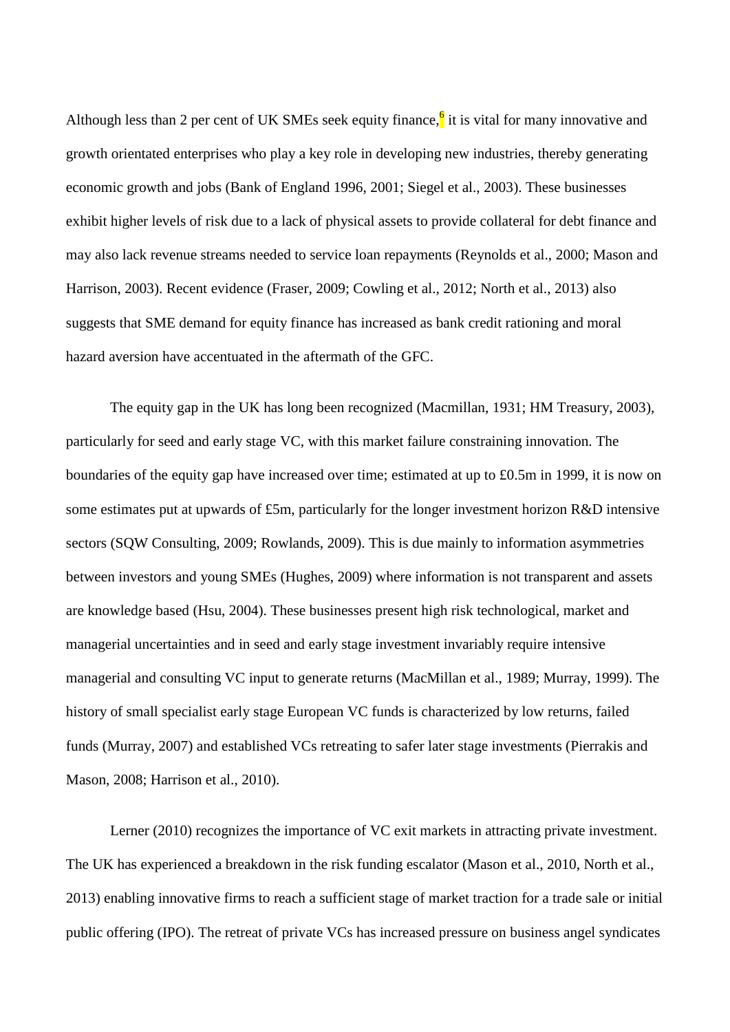Although less than 2 per cent of UK SMEs seek equity finance,[6] it is vital for many innovative and growth orientated enterprises who play a key role in developing new industries, thereby generating economic growth and jobs (Bank of England 1996, 2001; Siegel et al., 2003). These businesses exhibit higher levels of risk due to a lack of physical assets to provide collateral for debt finance and may also lack revenue streams needed to service loan repayments (Reynolds et al., 2000; Mason and Harrison, 2003). Recent evidence (Fraser, 2009; Cowling et al., 2012; North et al., 2013) also suggests that SME demand for equity finance has increased as bank credit rationing and moral hazard aversion have accentuated in the aftermath of the GFC.

The equity gap in the UK has long been recognized (Macmillan, 1931; HM Treasury, 2003), particularly for seed and early stage VC, with this market failure constraining innovation. The boundaries of the equity gap have increased over time; estimated at up to £0.5m in 1999, it is now on some estimates put at upwards of £5m, particularly for the longer investment horizon R&D intensive sectors (SQW Consulting, 2009; Rowlands, 2009). This is due mainly to information asymmetries between investors and young SMEs (Hughes, 2009) where information is not transparent and assets are knowledge based (Hsu, 2004). These businesses present high risk technological, market and managerial uncertainties and in seed and early stage investment invariably require intensive managerial and consulting VC input to generate returns (MacMillan et al., 1989; Murray, 1999). The history of small specialist early stage European VC funds is characterized by low returns, failed funds (Murray, 2007) and established VCs retreating to safer later stage investments (Pierrakis and Mason, 2008; Harrison et al., 2010).

Lerner (2010) recognizes the importance of VC exit markets in attracting private investment. The UK has experienced a breakdown in the risk funding escalator (Mason et al., 2010, North et al., 2013) enabling innovative firms to reach a sufficient stage of market traction for a trade sale or initial public offering (IPO). The retreat of private VCs has increased pressure on business angel syndicates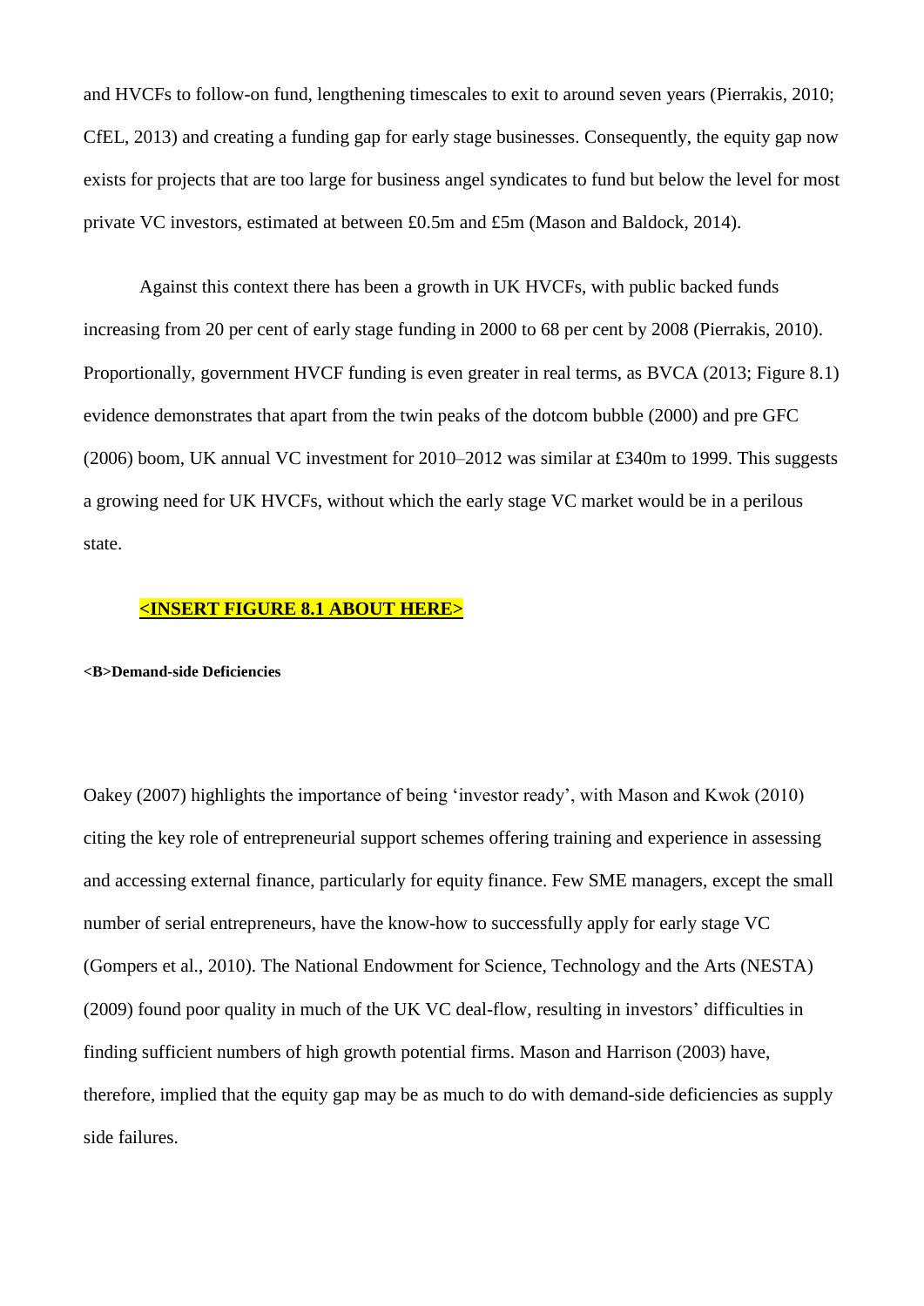and HVCFs to follow-on fund, lengthening timescales to exit to around seven years (Pierrakis, 2010; CfEL, 2013) and creating a funding gap for early stage businesses. Consequently, the equity gap now exists for projects that are too large for business angel syndicates to fund but below the level for most private VC investors, estimated at between £0.5m and £5m (Mason and Baldock, 2014).

Against this context there has been a growth in UK HVCFs, with public backed funds increasing from 20 per cent of early stage funding in 2000 to 68 per cent by 2008 (Pierrakis, 2010). Proportionally, government HVCF funding is even greater in real terms, as BVCA (2013; Figure 8.1) evidence demonstrates that apart from the twin peaks of the dotcom bubble (2000) and pre GFC (2006) boom, UK annual VC investment for 2010–2012 was similar at £340m to 1999. This suggests a growing need for UK HVCFs, without which the early stage VC market would be in a perilous state.

**<INSERT FIGURE 8.1 ABOUT HERE>**

## <B>Demand-side Deficiencies

Oakey (2007) highlights the importance of being 'investor ready', with Mason and Kwok (2010) citing the key role of entrepreneurial support schemes offering training and experience in assessing and accessing external finance, particularly for equity finance. Few SME managers, except the small number of serial entrepreneurs, have the know-how to successfully apply for early stage VC (Gompers et al., 2010). The National Endowment for Science, Technology and the Arts (NESTA) (2009) found poor quality in much of the UK VC deal-flow, resulting in investors' difficulties in finding sufficient numbers of high growth potential firms. Mason and Harrison (2003) have, therefore, implied that the equity gap may be as much to do with demand-side deficiencies as supply side failures.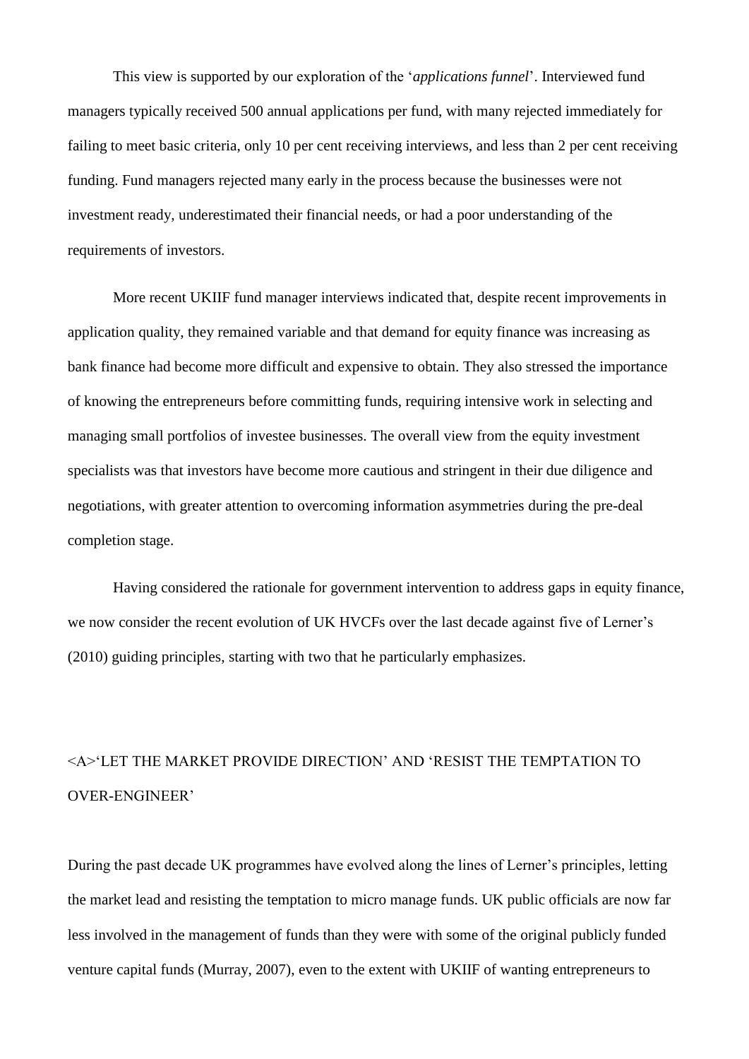This view is supported by our exploration of the '*applications funnel*'. Interviewed fund managers typically received 500 annual applications per fund, with many rejected immediately for failing to meet basic criteria, only 10 per cent receiving interviews, and less than 2 per cent receiving funding. Fund managers rejected many early in the process because the businesses were not investment ready, underestimated their financial needs, or had a poor understanding of the requirements of investors.

More recent UKIIF fund manager interviews indicated that, despite recent improvements in application quality, they remained variable and that demand for equity finance was increasing as bank finance had become more difficult and expensive to obtain. They also stressed the importance of knowing the entrepreneurs before committing funds, requiring intensive work in selecting and managing small portfolios of investee businesses. The overall view from the equity investment specialists was that investors have become more cautious and stringent in their due diligence and negotiations, with greater attention to overcoming information asymmetries during the pre-deal completion stage.

Having considered the rationale for government intervention to address gaps in equity finance, we now consider the recent evolution of UK HVCFs over the last decade against five of Lerner's (2010) guiding principles, starting with two that he particularly emphasizes.

## <A>'LET THE MARKET PROVIDE DIRECTION' AND 'RESIST THE TEMPTATION TO OVER-ENGINEER'

During the past decade UK programmes have evolved along the lines of Lerner's principles, letting the market lead and resisting the temptation to micro manage funds. UK public officials are now far less involved in the management of funds than they were with some of the original publicly funded venture capital funds (Murray, 2007), even to the extent with UKIIF of wanting entrepreneurs to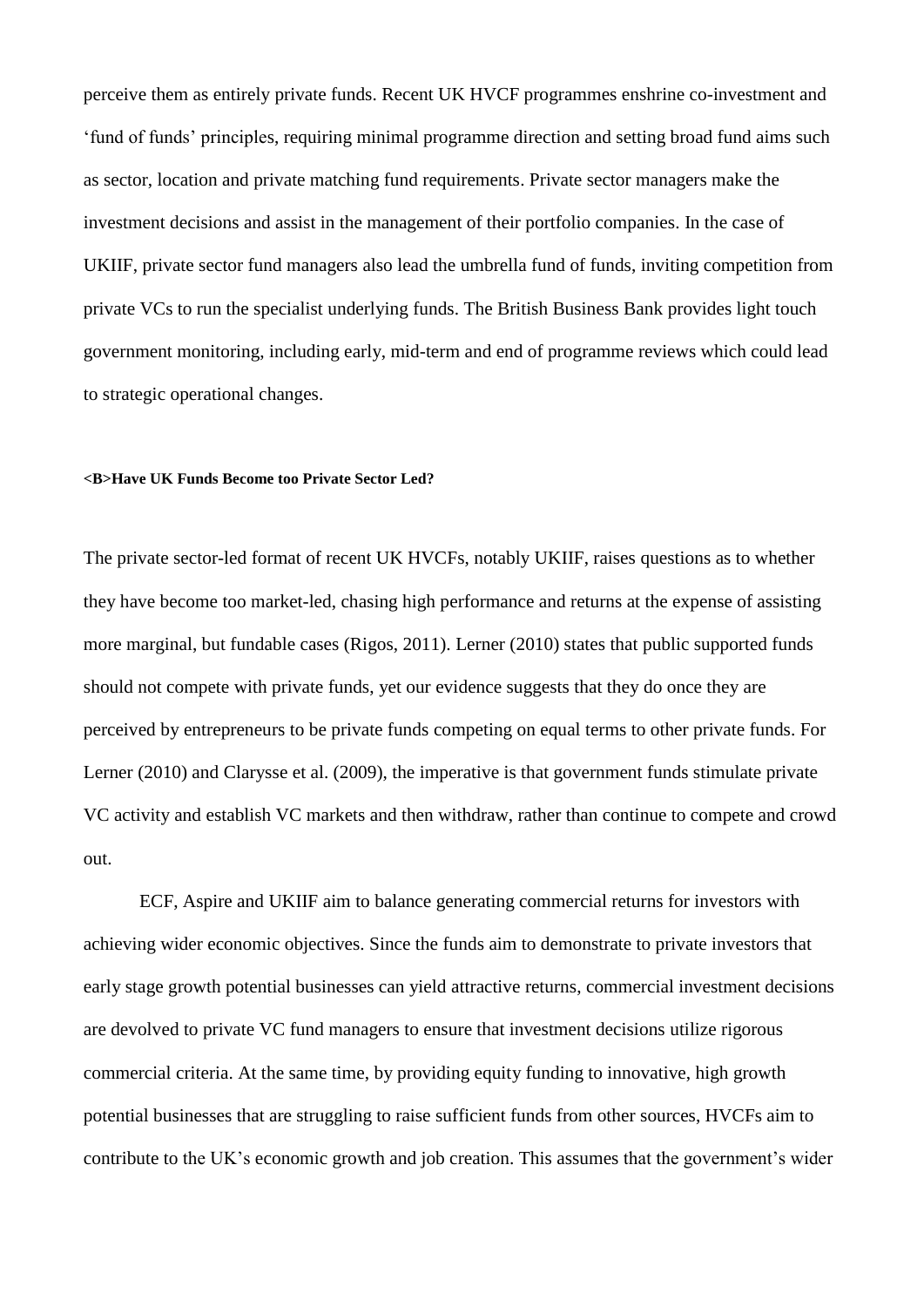perceive them as entirely private funds. Recent UK HVCF programmes enshrine co-investment and 'fund of funds' principles, requiring minimal programme direction and setting broad fund aims such as sector, location and private matching fund requirements. Private sector managers make the investment decisions and assist in the management of their portfolio companies. In the case of UKIIF, private sector fund managers also lead the umbrella fund of funds, inviting competition from private VCs to run the specialist underlying funds. The British Business Bank provides light touch government monitoring, including early, mid-term and end of programme reviews which could lead to strategic operational changes.

### <B>Have UK Funds Become too Private Sector Led?

The private sector-led format of recent UK HVCFs, notably UKIIF, raises questions as to whether they have become too market-led, chasing high performance and returns at the expense of assisting more marginal, but fundable cases (Rigos, 2011). Lerner (2010) states that public supported funds should not compete with private funds, yet our evidence suggests that they do once they are perceived by entrepreneurs to be private funds competing on equal terms to other private funds. For Lerner (2010) and Clarysse et al. (2009), the imperative is that government funds stimulate private VC activity and establish VC markets and then withdraw, rather than continue to compete and crowd out.

ECF, Aspire and UKIIF aim to balance generating commercial returns for investors with achieving wider economic objectives. Since the funds aim to demonstrate to private investors that early stage growth potential businesses can yield attractive returns, commercial investment decisions are devolved to private VC fund managers to ensure that investment decisions utilize rigorous commercial criteria. At the same time, by providing equity funding to innovative, high growth potential businesses that are struggling to raise sufficient funds from other sources, HVCFs aim to contribute to the UK's economic growth and job creation. This assumes that the government's wider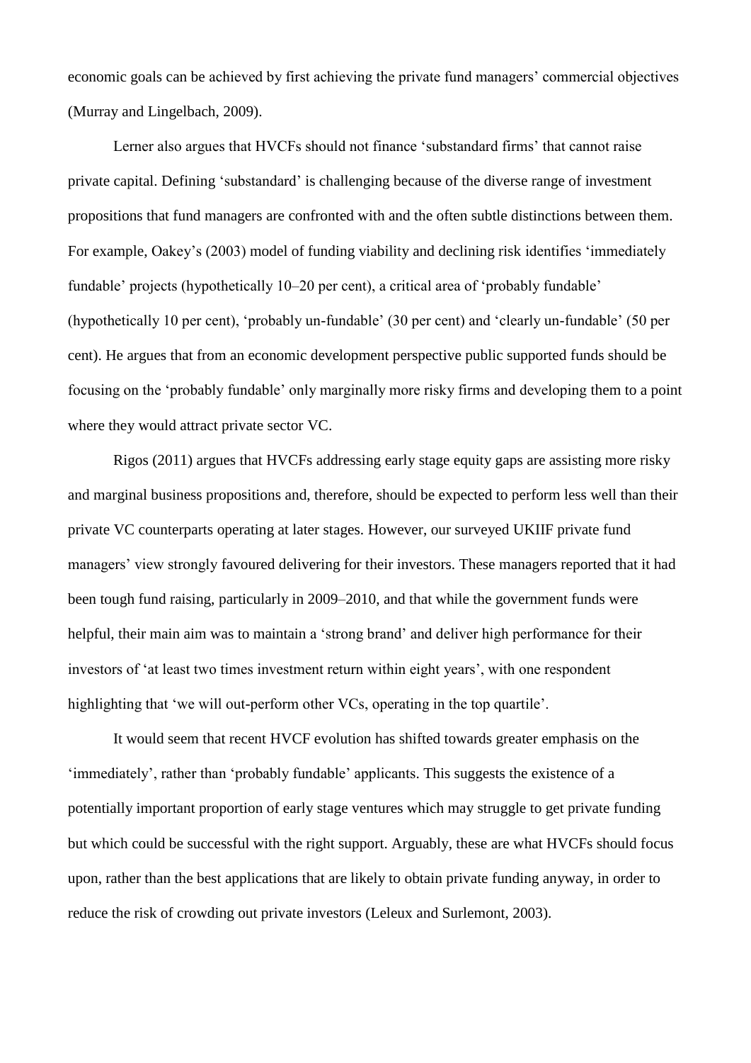economic goals can be achieved by first achieving the private fund managers' commercial objectives (Murray and Lingelbach, 2009).

Lerner also argues that HVCFs should not finance 'substandard firms' that cannot raise private capital. Defining 'substandard' is challenging because of the diverse range of investment propositions that fund managers are confronted with and the often subtle distinctions between them. For example, Oakey's (2003) model of funding viability and declining risk identifies 'immediately fundable' projects (hypothetically 10–20 per cent), a critical area of 'probably fundable' (hypothetically 10 per cent), 'probably un-fundable' (30 per cent) and 'clearly un-fundable' (50 per cent). He argues that from an economic development perspective public supported funds should be focusing on the 'probably fundable' only marginally more risky firms and developing them to a point where they would attract private sector VC.

Rigos (2011) argues that HVCFs addressing early stage equity gaps are assisting more risky and marginal business propositions and, therefore, should be expected to perform less well than their private VC counterparts operating at later stages. However, our surveyed UKIIF private fund managers' view strongly favoured delivering for their investors. These managers reported that it had been tough fund raising, particularly in 2009–2010, and that while the government funds were helpful, their main aim was to maintain a 'strong brand' and deliver high performance for their investors of 'at least two times investment return within eight years', with one respondent highlighting that 'we will out-perform other VCs, operating in the top quartile'.

It would seem that recent HVCF evolution has shifted towards greater emphasis on the 'immediately', rather than 'probably fundable' applicants. This suggests the existence of a potentially important proportion of early stage ventures which may struggle to get private funding but which could be successful with the right support. Arguably, these are what HVCFs should focus upon, rather than the best applications that are likely to obtain private funding anyway, in order to reduce the risk of crowding out private investors (Leleux and Surlemont, 2003).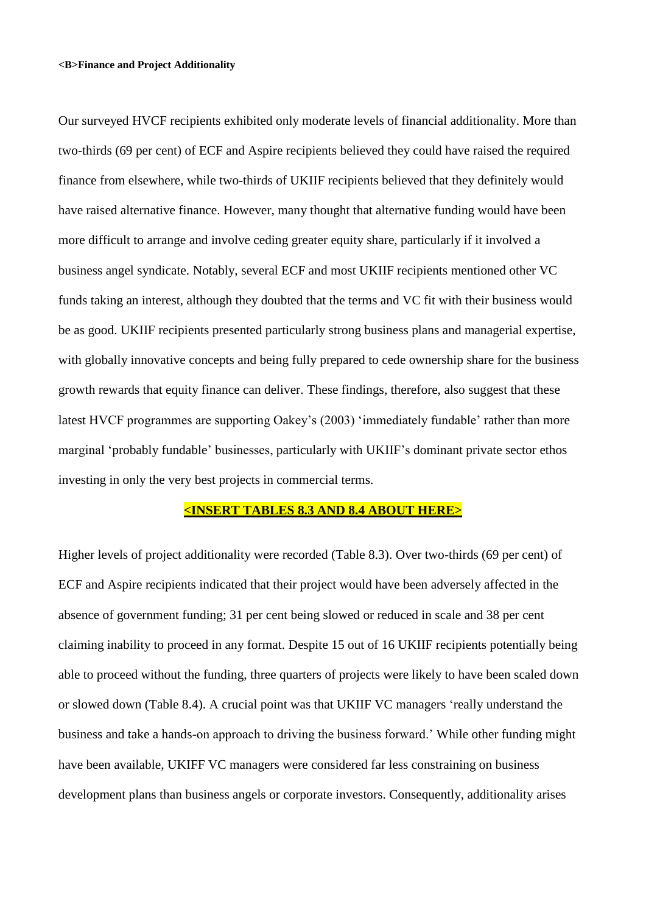<B>**Finance and Project Additionality**

Our surveyed HVCF recipients exhibited only moderate levels of financial additionality. More than two-thirds (69 per cent) of ECF and Aspire recipients believed they could have raised the required finance from elsewhere, while two-thirds of UKIIF recipients believed that they definitely would have raised alternative finance. However, many thought that alternative funding would have been more difficult to arrange and involve ceding greater equity share, particularly if it involved a business angel syndicate. Notably, several ECF and most UKIIF recipients mentioned other VC funds taking an interest, although they doubted that the terms and VC fit with their business would be as good. UKIIF recipients presented particularly strong business plans and managerial expertise, with globally innovative concepts and being fully prepared to cede ownership share for the business growth rewards that equity finance can deliver. These findings, therefore, also suggest that these latest HVCF programmes are supporting Oakey's (2003) 'immediately fundable' rather than more marginal 'probably fundable' businesses, particularly with UKIIF's dominant private sector ethos investing in only the very best projects in commercial terms.

**<INSERT TABLES 8.3 AND 8.4 ABOUT HERE>**

Higher levels of project additionality were recorded (Table 8.3). Over two-thirds (69 per cent) of ECF and Aspire recipients indicated that their project would have been adversely affected in the absence of government funding; 31 per cent being slowed or reduced in scale and 38 per cent claiming inability to proceed in any format. Despite 15 out of 16 UKIIF recipients potentially being able to proceed without the funding, three quarters of projects were likely to have been scaled down or slowed down (Table 8.4). A crucial point was that UKIIF VC managers 'really understand the business and take a hands-on approach to driving the business forward.' While other funding might have been available, UKIFF VC managers were considered far less constraining on business development plans than business angels or corporate investors. Consequently, additionality arises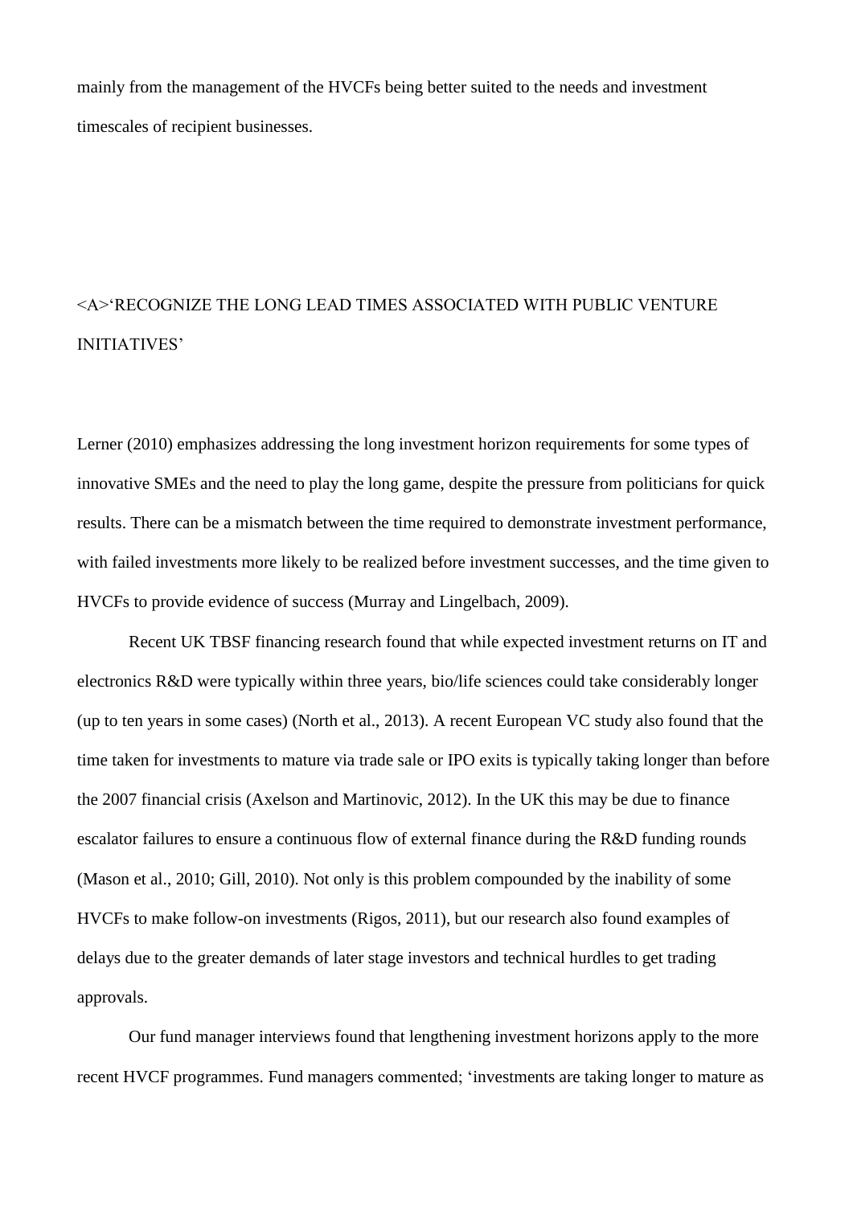mainly from the management of the HVCFs being better suited to the needs and investment timescales of recipient businesses.

## ‘RECOGNIZE THE LONG LEAD TIMES ASSOCIATED WITH PUBLIC VENTURE INITIATIVES’

Lerner (2010) emphasizes addressing the long investment horizon requirements for some types of innovative SMEs and the need to play the long game, despite the pressure from politicians for quick results. There can be a mismatch between the time required to demonstrate investment performance, with failed investments more likely to be realized before investment successes, and the time given to HVCFs to provide evidence of success (Murray and Lingelbach, 2009).

Recent UK TBSF financing research found that while expected investment returns on IT and electronics R&D were typically within three years, bio/life sciences could take considerably longer (up to ten years in some cases) (North et al., 2013). A recent European VC study also found that the time taken for investments to mature via trade sale or IPO exits is typically taking longer than before the 2007 financial crisis (Axelson and Martinovic, 2012). In the UK this may be due to finance escalator failures to ensure a continuous flow of external finance during the R&D funding rounds (Mason et al., 2010; Gill, 2010). Not only is this problem compounded by the inability of some HVCFs to make follow-on investments (Rigos, 2011), but our research also found examples of delays due to the greater demands of later stage investors and technical hurdles to get trading approvals.

Our fund manager interviews found that lengthening investment horizons apply to the more recent HVCF programmes. Fund managers commented; ‘investments are taking longer to mature as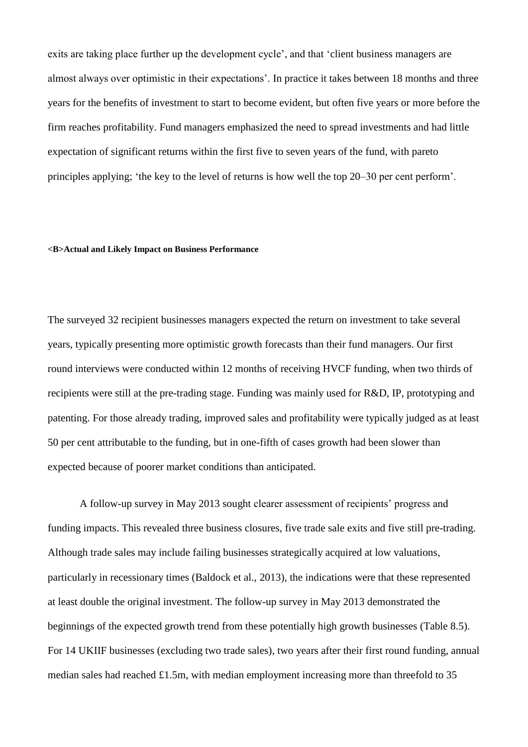exits are taking place further up the development cycle', and that 'client business managers are almost always over optimistic in their expectations'. In practice it takes between 18 months and three years for the benefits of investment to start to become evident, but often five years or more before the firm reaches profitability. Fund managers emphasized the need to spread investments and had little expectation of significant returns within the first five to seven years of the fund, with pareto principles applying; 'the key to the level of returns is how well the top 20–30 per cent perform'.

### <B>Actual and Likely Impact on Business Performance

The surveyed 32 recipient businesses managers expected the return on investment to take several years, typically presenting more optimistic growth forecasts than their fund managers. Our first round interviews were conducted within 12 months of receiving HVCF funding, when two thirds of recipients were still at the pre-trading stage. Funding was mainly used for R&D, IP, prototyping and patenting. For those already trading, improved sales and profitability were typically judged as at least 50 per cent attributable to the funding, but in one-fifth of cases growth had been slower than expected because of poorer market conditions than anticipated.

A follow-up survey in May 2013 sought clearer assessment of recipients' progress and funding impacts. This revealed three business closures, five trade sale exits and five still pre-trading. Although trade sales may include failing businesses strategically acquired at low valuations, particularly in recessionary times (Baldock et al., 2013), the indications were that these represented at least double the original investment. The follow-up survey in May 2013 demonstrated the beginnings of the expected growth trend from these potentially high growth businesses (Table 8.5). For 14 UKIIF businesses (excluding two trade sales), two years after their first round funding, annual median sales had reached £1.5m, with median employment increasing more than threefold to 35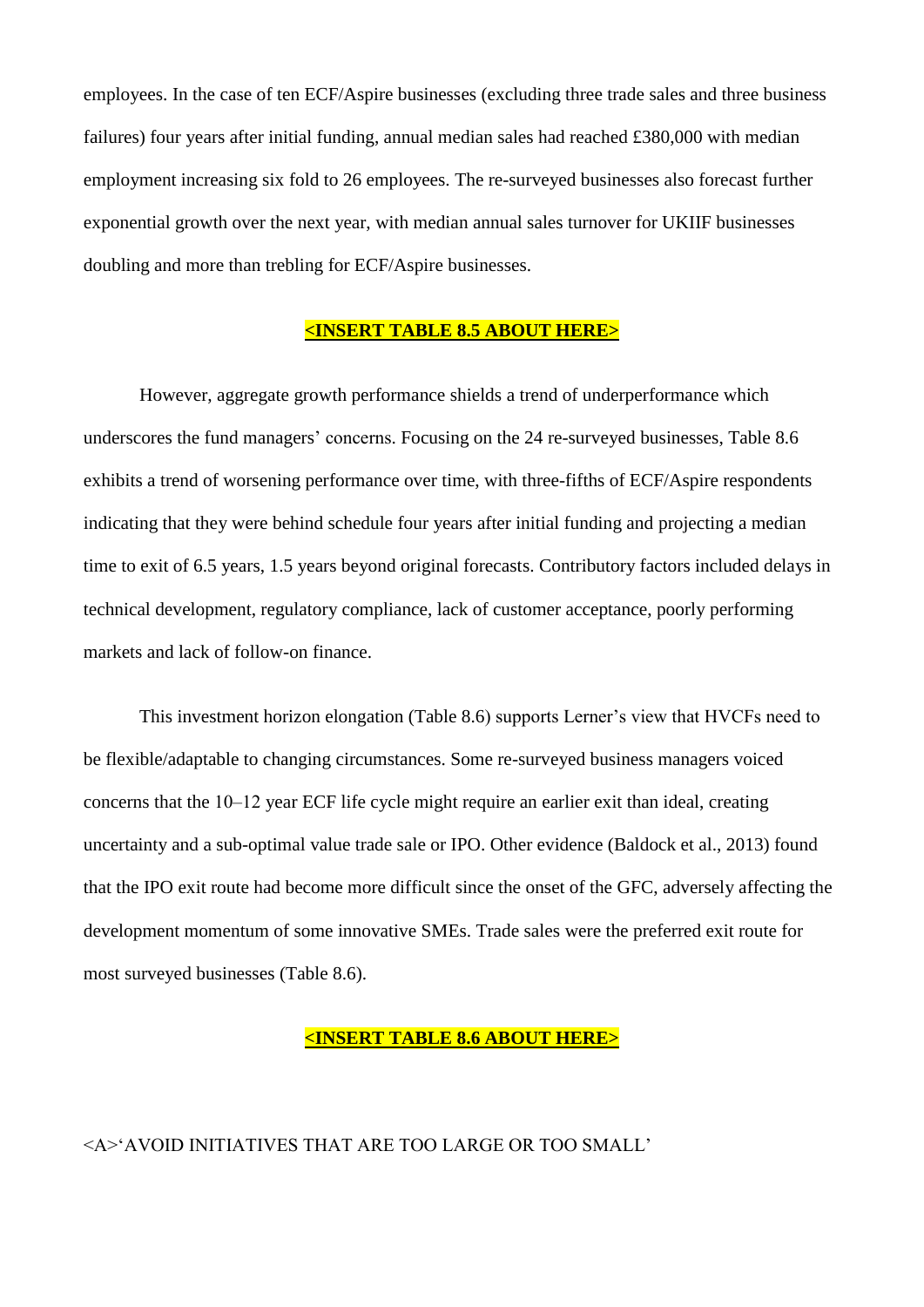employees. In the case of ten ECF/Aspire businesses (excluding three trade sales and three business failures) four years after initial funding, annual median sales had reached £380,000 with median employment increasing six fold to 26 employees. The re-surveyed businesses also forecast further exponential growth over the next year, with median annual sales turnover for UKIIF businesses doubling and more than trebling for ECF/Aspire businesses.

**<INSERT TABLE 8.5 ABOUT HERE>**

However, aggregate growth performance shields a trend of underperformance which underscores the fund managers' concerns. Focusing on the 24 re-surveyed businesses, Table 8.6 exhibits a trend of worsening performance over time, with three-fifths of ECF/Aspire respondents indicating that they were behind schedule four years after initial funding and projecting a median time to exit of 6.5 years, 1.5 years beyond original forecasts. Contributory factors included delays in technical development, regulatory compliance, lack of customer acceptance, poorly performing markets and lack of follow-on finance.

This investment horizon elongation (Table 8.6) supports Lerner's view that HVCFs need to be flexible/adaptable to changing circumstances. Some re-surveyed business managers voiced concerns that the 10–12 year ECF life cycle might require an earlier exit than ideal, creating uncertainty and a sub-optimal value trade sale or IPO. Other evidence (Baldock et al., 2013) found that the IPO exit route had become more difficult since the onset of the GFC, adversely affecting the development momentum of some innovative SMEs. Trade sales were the preferred exit route for most surveyed businesses (Table 8.6).

**<INSERT TABLE 8.6 ABOUT HERE>**

<A>'AVOID INITIATIVES THAT ARE TOO LARGE OR TOO SMALL'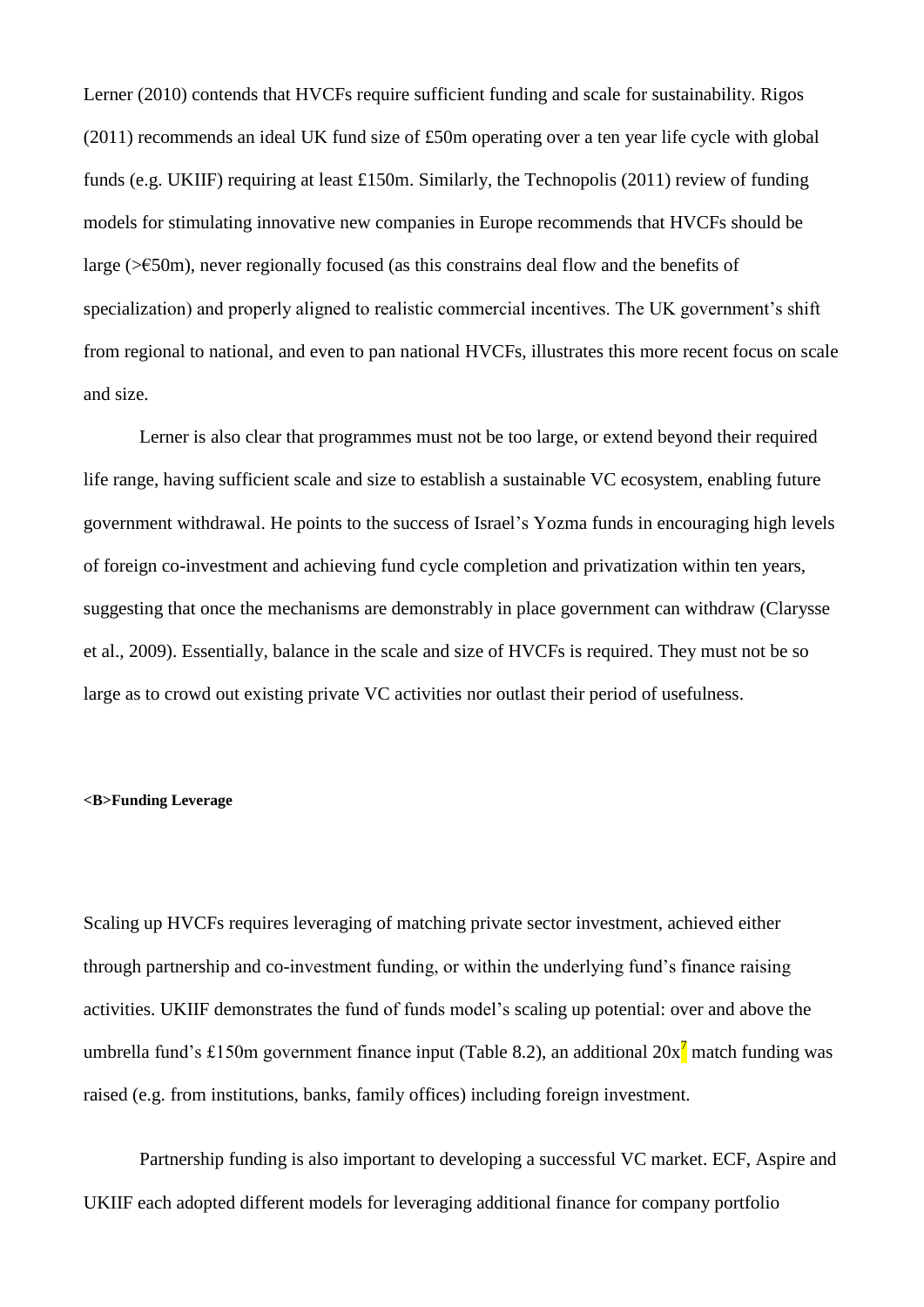Lerner (2010) contends that HVCFs require sufficient funding and scale for sustainability. Rigos (2011) recommends an ideal UK fund size of £50m operating over a ten year life cycle with global funds (e.g. UKIIF) requiring at least £150m. Similarly, the Technopolis (2011) review of funding models for stimulating innovative new companies in Europe recommends that HVCFs should be large (>€50m), never regionally focused (as this constrains deal flow and the benefits of specialization) and properly aligned to realistic commercial incentives. The UK government's shift from regional to national, and even to pan national HVCFs, illustrates this more recent focus on scale and size.

Lerner is also clear that programmes must not be too large, or extend beyond their required life range, having sufficient scale and size to establish a sustainable VC ecosystem, enabling future government withdrawal. He points to the success of Israel's Yozma funds in encouraging high levels of foreign co-investment and achieving fund cycle completion and privatization within ten years, suggesting that once the mechanisms are demonstrably in place government can withdraw (Clarysse et al., 2009). Essentially, balance in the scale and size of HVCFs is required. They must not be so large as to crowd out existing private VC activities nor outlast their period of usefulness.

<B>**Funding Leverage**

Scaling up HVCFs requires leveraging of matching private sector investment, achieved either through partnership and co-investment funding, or within the underlying fund's finance raising activities. UKIIF demonstrates the fund of funds model's scaling up potential: over and above the umbrella fund's £150m government finance input (Table 8.2), an additional 20x[7] match funding was raised (e.g. from institutions, banks, family offices) including foreign investment.

Partnership funding is also important to developing a successful VC market. ECF, Aspire and UKIIF each adopted different models for leveraging additional finance for company portfolio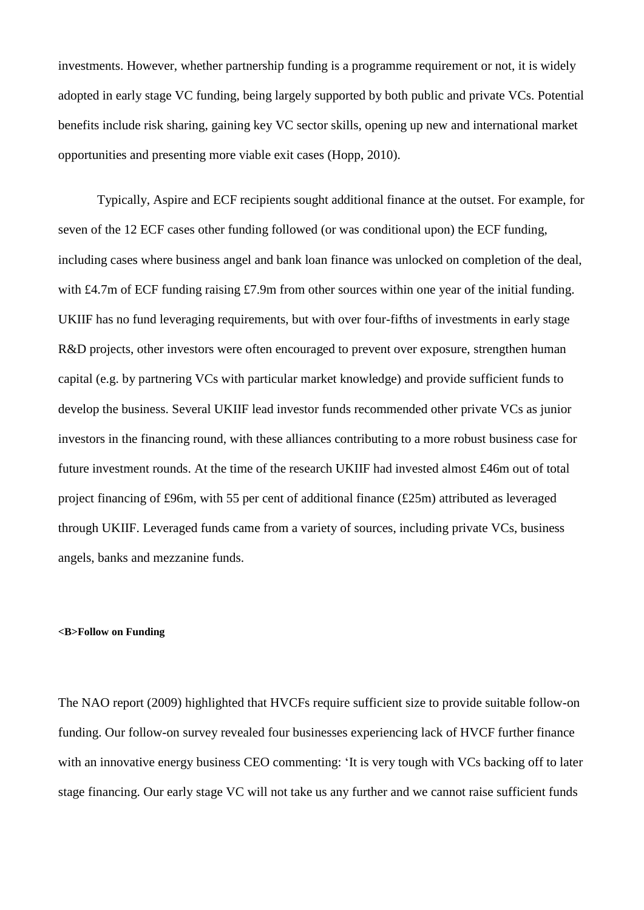investments. However, whether partnership funding is a programme requirement or not, it is widely adopted in early stage VC funding, being largely supported by both public and private VCs. Potential benefits include risk sharing, gaining key VC sector skills, opening up new and international market opportunities and presenting more viable exit cases (Hopp, 2010).

Typically, Aspire and ECF recipients sought additional finance at the outset. For example, for seven of the 12 ECF cases other funding followed (or was conditional upon) the ECF funding, including cases where business angel and bank loan finance was unlocked on completion of the deal, with £4.7m of ECF funding raising £7.9m from other sources within one year of the initial funding. UKIIF has no fund leveraging requirements, but with over four-fifths of investments in early stage R&D projects, other investors were often encouraged to prevent over exposure, strengthen human capital (e.g. by partnering VCs with particular market knowledge) and provide sufficient funds to develop the business. Several UKIIF lead investor funds recommended other private VCs as junior investors in the financing round, with these alliances contributing to a more robust business case for future investment rounds. At the time of the research UKIIF had invested almost £46m out of total project financing of £96m, with 55 per cent of additional finance (£25m) attributed as leveraged through UKIIF. Leveraged funds came from a variety of sources, including private VCs, business angels, banks and mezzanine funds.

**<B>Follow on Funding**

The NAO report (2009) highlighted that HVCFs require sufficient size to provide suitable follow-on funding. Our follow-on survey revealed four businesses experiencing lack of HVCF further finance with an innovative energy business CEO commenting: 'It is very tough with VCs backing off to later stage financing. Our early stage VC will not take us any further and we cannot raise sufficient funds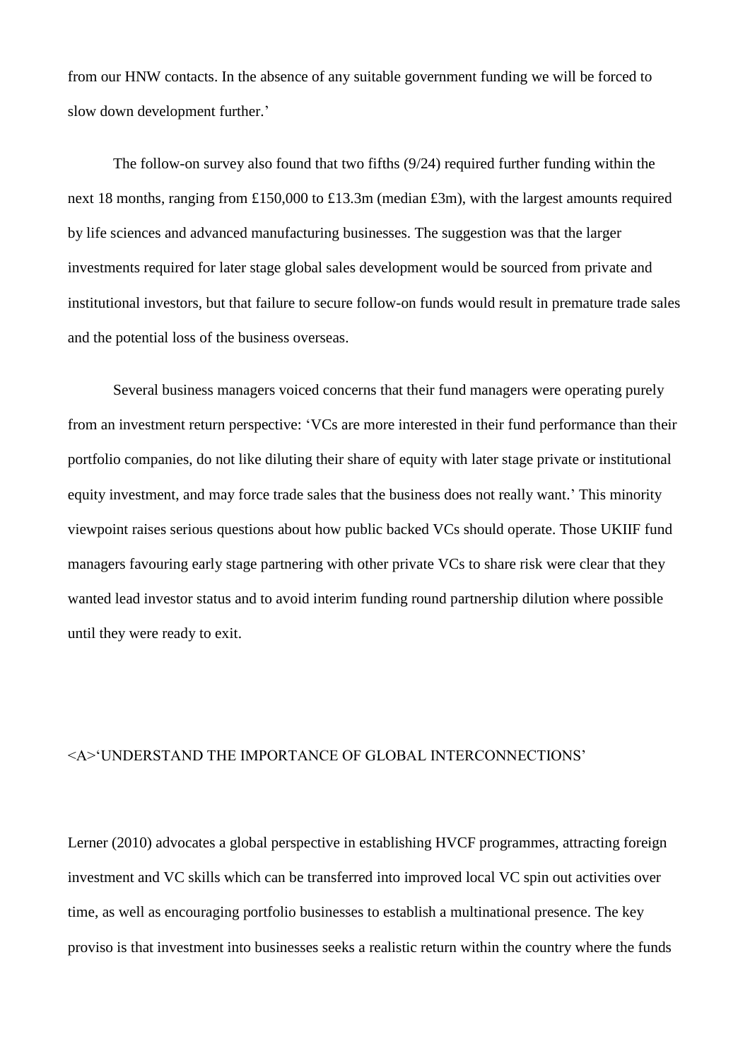from our HNW contacts. In the absence of any suitable government funding we will be forced to slow down development further.'

The follow-on survey also found that two fifths (9/24) required further funding within the next 18 months, ranging from £150,000 to £13.3m (median £3m), with the largest amounts required by life sciences and advanced manufacturing businesses. The suggestion was that the larger investments required for later stage global sales development would be sourced from private and institutional investors, but that failure to secure follow-on funds would result in premature trade sales and the potential loss of the business overseas.

Several business managers voiced concerns that their fund managers were operating purely from an investment return perspective: 'VCs are more interested in their fund performance than their portfolio companies, do not like diluting their share of equity with later stage private or institutional equity investment, and may force trade sales that the business does not really want.' This minority viewpoint raises serious questions about how public backed VCs should operate. Those UKIIF fund managers favouring early stage partnering with other private VCs to share risk were clear that they wanted lead investor status and to avoid interim funding round partnership dilution where possible until they were ready to exit.

## 'UNDERSTAND THE IMPORTANCE OF GLOBAL INTERCONNECTIONS'

Lerner (2010) advocates a global perspective in establishing HVCF programmes, attracting foreign investment and VC skills which can be transferred into improved local VC spin out activities over time, as well as encouraging portfolio businesses to establish a multinational presence. The key proviso is that investment into businesses seeks a realistic return within the country where the funds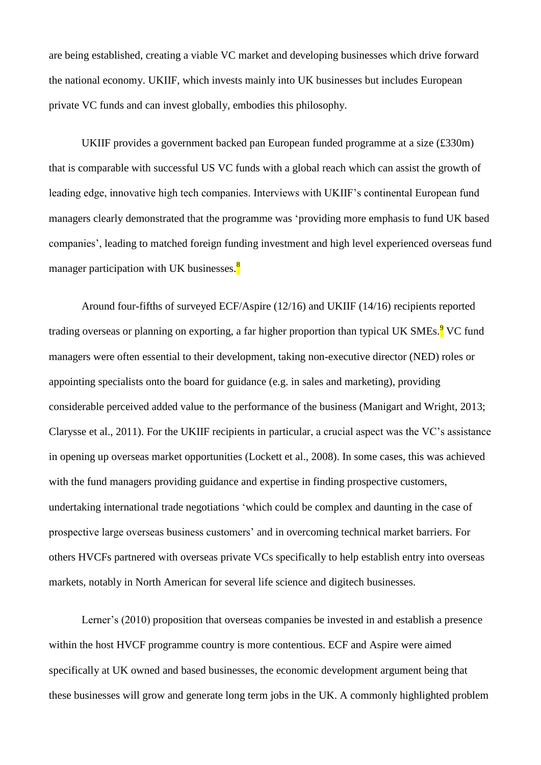are being established, creating a viable VC market and developing businesses which drive forward the national economy. UKIIF, which invests mainly into UK businesses but includes European private VC funds and can invest globally, embodies this philosophy.

UKIIF provides a government backed pan European funded programme at a size (£330m) that is comparable with successful US VC funds with a global reach which can assist the growth of leading edge, innovative high tech companies. Interviews with UKIIF's continental European fund managers clearly demonstrated that the programme was 'providing more emphasis to fund UK based companies', leading to matched foreign funding investment and high level experienced overseas fund manager participation with UK businesses.[8]

Around four-fifths of surveyed ECF/Aspire (12/16) and UKIIF (14/16) recipients reported trading overseas or planning on exporting, a far higher proportion than typical UK SMEs.[9] VC fund managers were often essential to their development, taking non-executive director (NED) roles or appointing specialists onto the board for guidance (e.g. in sales and marketing), providing considerable perceived added value to the performance of the business (Manigart and Wright, 2013; Clarysse et al., 2011). For the UKIIF recipients in particular, a crucial aspect was the VC's assistance in opening up overseas market opportunities (Lockett et al., 2008). In some cases, this was achieved with the fund managers providing guidance and expertise in finding prospective customers, undertaking international trade negotiations 'which could be complex and daunting in the case of prospective large overseas business customers' and in overcoming technical market barriers. For others HVCFs partnered with overseas private VCs specifically to help establish entry into overseas markets, notably in North American for several life science and digitech businesses.

Lerner's (2010) proposition that overseas companies be invested in and establish a presence within the host HVCF programme country is more contentious. ECF and Aspire were aimed specifically at UK owned and based businesses, the economic development argument being that these businesses will grow and generate long term jobs in the UK. A commonly highlighted problem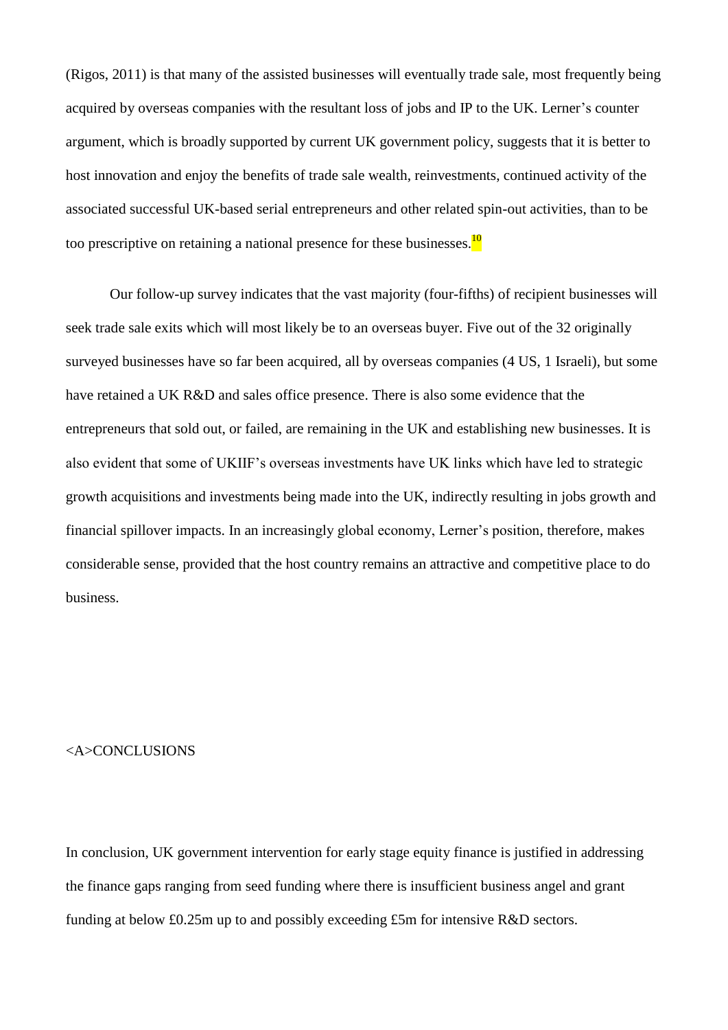(Rigos, 2011) is that many of the assisted businesses will eventually trade sale, most frequently being acquired by overseas companies with the resultant loss of jobs and IP to the UK. Lerner's counter argument, which is broadly supported by current UK government policy, suggests that it is better to host innovation and enjoy the benefits of trade sale wealth, reinvestments, continued activity of the associated successful UK-based serial entrepreneurs and other related spin-out activities, than to be too prescriptive on retaining a national presence for these businesses.[10]

Our follow-up survey indicates that the vast majority (four-fifths) of recipient businesses will seek trade sale exits which will most likely be to an overseas buyer. Five out of the 32 originally surveyed businesses have so far been acquired, all by overseas companies (4 US, 1 Israeli), but some have retained a UK R&D and sales office presence. There is also some evidence that the entrepreneurs that sold out, or failed, are remaining in the UK and establishing new businesses. It is also evident that some of UKIIF's overseas investments have UK links which have led to strategic growth acquisitions and investments being made into the UK, indirectly resulting in jobs growth and financial spillover impacts. In an increasingly global economy, Lerner's position, therefore, makes considerable sense, provided that the host country remains an attractive and competitive place to do business.

## CONCLUSIONS

In conclusion, UK government intervention for early stage equity finance is justified in addressing the finance gaps ranging from seed funding where there is insufficient business angel and grant funding at below £0.25m up to and possibly exceeding £5m for intensive R&D sectors.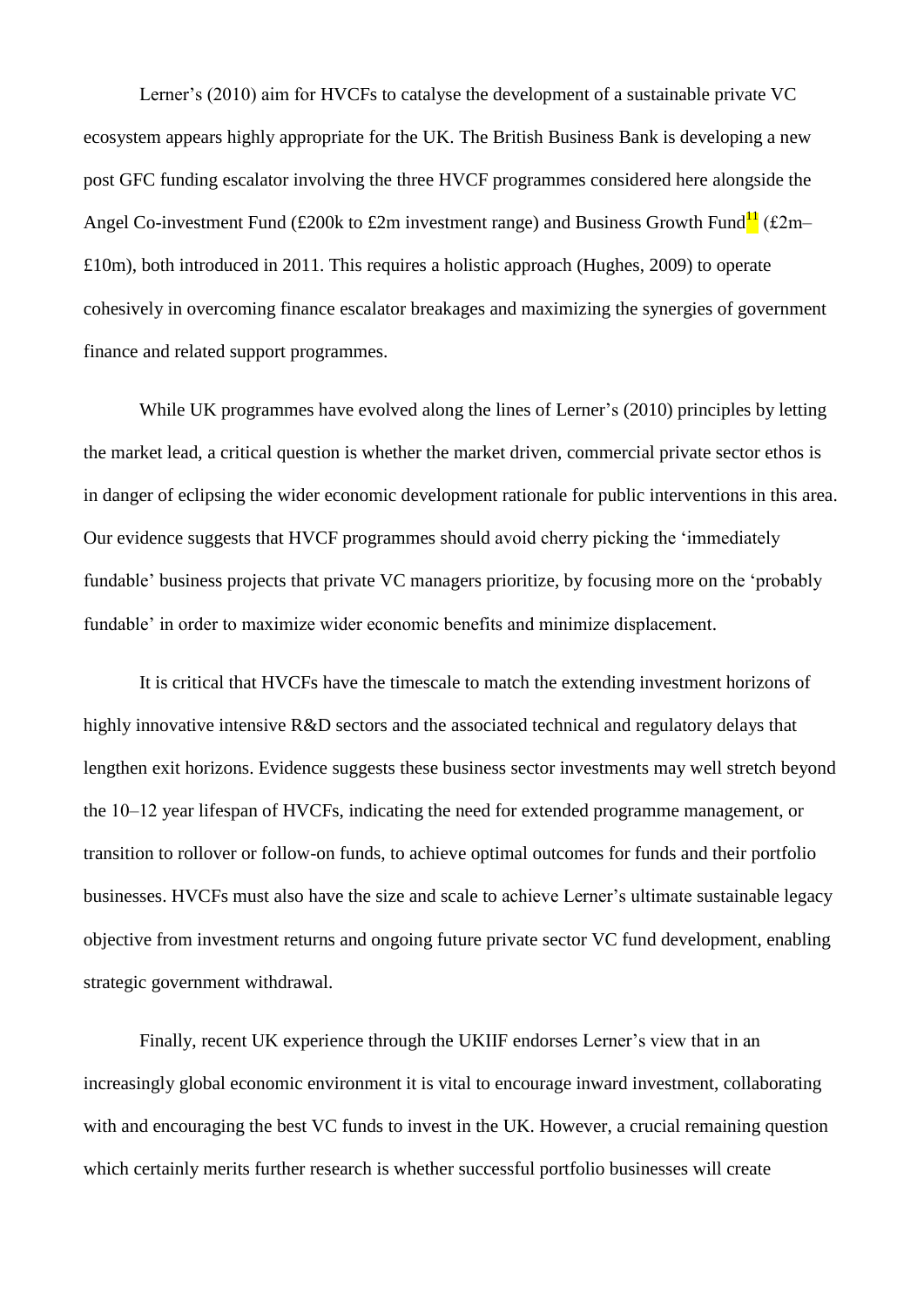Lerner’s (2010) aim for HVCFs to catalyse the development of a sustainable private VC ecosystem appears highly appropriate for the UK. The British Business Bank is developing a new post GFC funding escalator involving the three HVCF programmes considered here alongside the Angel Co-investment Fund (£200k to £2m investment range) and Business Growth Fund[11] (£2m–£10m), both introduced in 2011. This requires a holistic approach (Hughes, 2009) to operate cohesively in overcoming finance escalator breakages and maximizing the synergies of government finance and related support programmes.

While UK programmes have evolved along the lines of Lerner’s (2010) principles by letting the market lead, a critical question is whether the market driven, commercial private sector ethos is in danger of eclipsing the wider economic development rationale for public interventions in this area. Our evidence suggests that HVCF programmes should avoid cherry picking the ‘immediately fundable’ business projects that private VC managers prioritize, by focusing more on the ‘probably fundable’ in order to maximize wider economic benefits and minimize displacement.

It is critical that HVCFs have the timescale to match the extending investment horizons of highly innovative intensive R&D sectors and the associated technical and regulatory delays that lengthen exit horizons. Evidence suggests these business sector investments may well stretch beyond the 10–12 year lifespan of HVCFs, indicating the need for extended programme management, or transition to rollover or follow-on funds, to achieve optimal outcomes for funds and their portfolio businesses. HVCFs must also have the size and scale to achieve Lerner’s ultimate sustainable legacy objective from investment returns and ongoing future private sector VC fund development, enabling strategic government withdrawal.

Finally, recent UK experience through the UKIIF endorses Lerner’s view that in an increasingly global economic environment it is vital to encourage inward investment, collaborating with and encouraging the best VC funds to invest in the UK. However, a crucial remaining question which certainly merits further research is whether successful portfolio businesses will create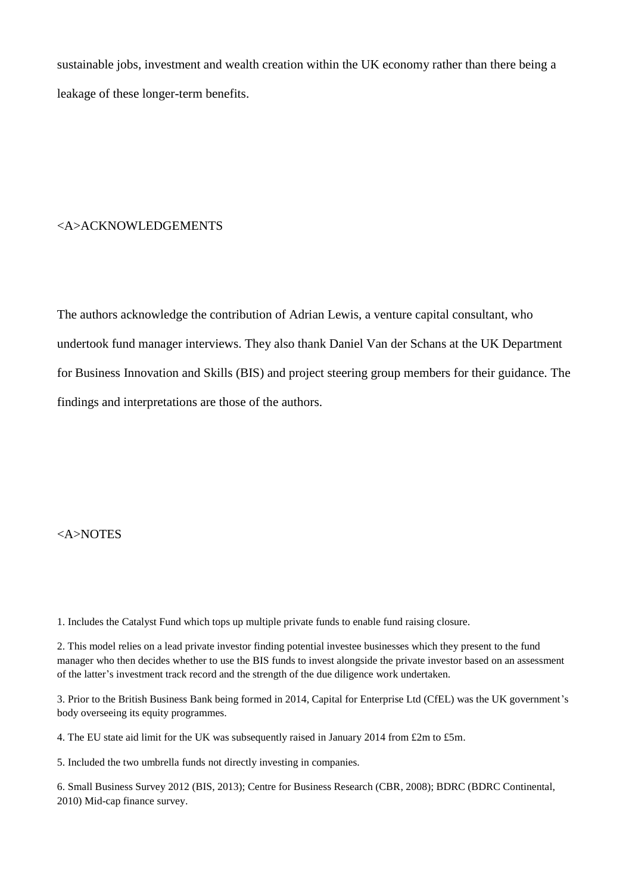sustainable jobs, investment and wealth creation within the UK economy rather than there being a leakage of these longer-term benefits.

## ACKNOWLEDGEMENTS

The authors acknowledge the contribution of Adrian Lewis, a venture capital consultant, who undertook fund manager interviews. They also thank Daniel Van der Schans at the UK Department for Business Innovation and Skills (BIS) and project steering group members for their guidance. The findings and interpretations are those of the authors.

## NOTES

1. Includes the Catalyst Fund which tops up multiple private funds to enable fund raising closure.

2. This model relies on a lead private investor finding potential investee businesses which they present to the fund manager who then decides whether to use the BIS funds to invest alongside the private investor based on an assessment of the latter's investment track record and the strength of the due diligence work undertaken.

3. Prior to the British Business Bank being formed in 2014, Capital for Enterprise Ltd (CfEL) was the UK government's body overseeing its equity programmes.

4. The EU state aid limit for the UK was subsequently raised in January 2014 from £2m to £5m.

5. Included the two umbrella funds not directly investing in companies.

6. Small Business Survey 2012 (BIS, 2013); Centre for Business Research (CBR, 2008); BDRC (BDRC Continental, 2010) Mid-cap finance survey.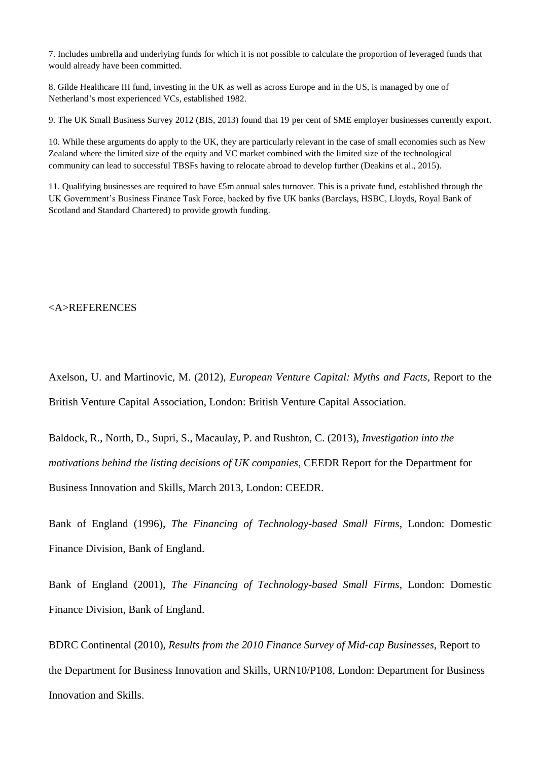7. Includes umbrella and underlying funds for which it is not possible to calculate the proportion of leveraged funds that would already have been committed.

8. Gilde Healthcare III fund, investing in the UK as well as across Europe and in the US, is managed by one of Netherland's most experienced VCs, established 1982.

9. The UK Small Business Survey 2012 (BIS, 2013) found that 19 per cent of SME employer businesses currently export.

10. While these arguments do apply to the UK, they are particularly relevant in the case of small economies such as New Zealand where the limited size of the equity and VC market combined with the limited size of the technological community can lead to successful TBSFs having to relocate abroad to develop further (Deakins et al., 2015).

11. Qualifying businesses are required to have £5m annual sales turnover. This is a private fund, established through the UK Government's Business Finance Task Force, backed by five UK banks (Barclays, HSBC, Lloyds, Royal Bank of Scotland and Standard Chartered) to provide growth funding.

<A>REFERENCES

Axelson, U. and Martinovic, M. (2012), *European Venture Capital: Myths and Facts*, Report to the British Venture Capital Association, London: British Venture Capital Association.

Baldock, R., North, D., Supri, S., Macaulay, P. and Rushton, C. (2013), *Investigation into the motivations behind the listing decisions of UK companies*, CEEDR Report for the Department for Business Innovation and Skills, March 2013, London: CEEDR.

Bank of England (1996), *The Financing of Technology-based Small Firms*, London: Domestic Finance Division, Bank of England.

Bank of England (2001), *The Financing of Technology-based Small Firms*, London: Domestic Finance Division, Bank of England.

BDRC Continental (2010), *Results from the 2010 Finance Survey of Mid-cap Businesses*, Report to the Department for Business Innovation and Skills, URN10/P108, London: Department for Business Innovation and Skills.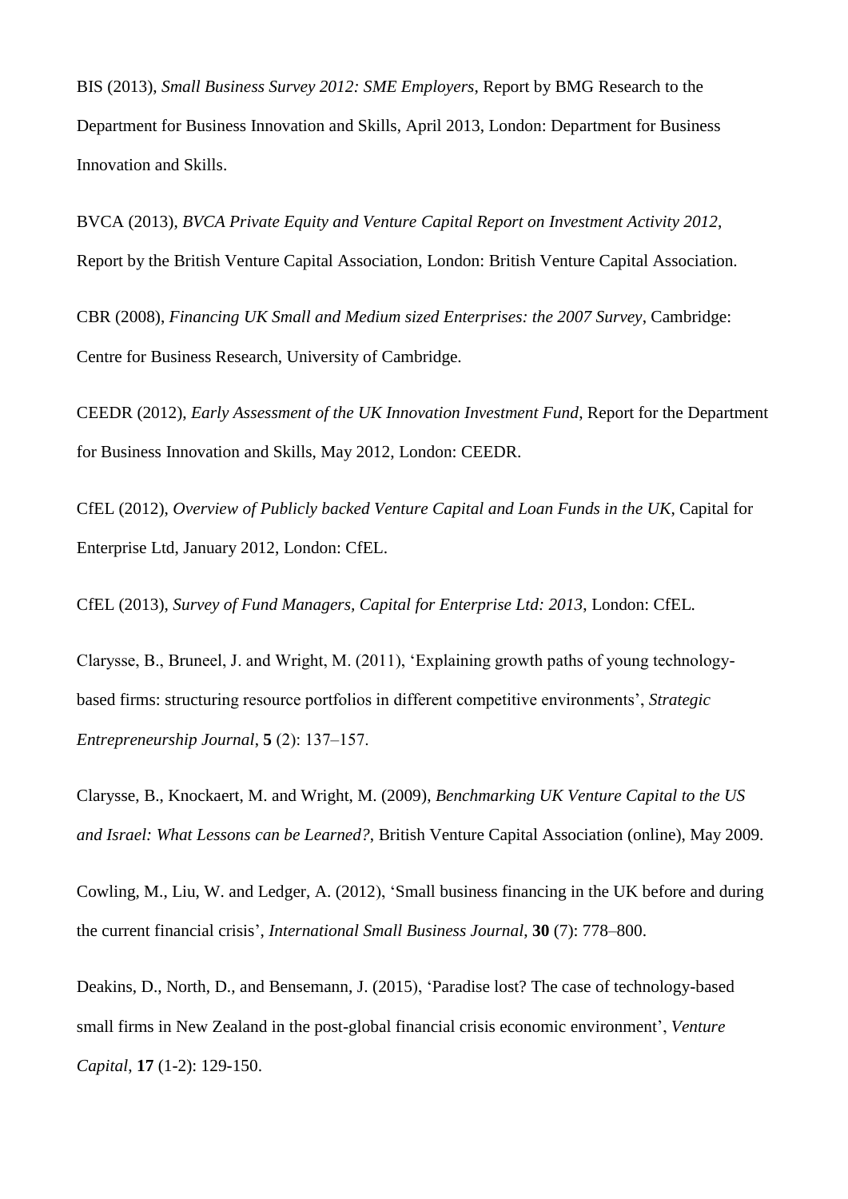BIS (2013), *Small Business Survey 2012: SME Employers*, Report by BMG Research to the Department for Business Innovation and Skills, April 2013, London: Department for Business Innovation and Skills.

BVCA (2013), *BVCA Private Equity and Venture Capital Report on Investment Activity 2012*, Report by the British Venture Capital Association, London: British Venture Capital Association.

CBR (2008), *Financing UK Small and Medium sized Enterprises: the 2007 Survey*, Cambridge: Centre for Business Research, University of Cambridge.

CEEDR (2012), *Early Assessment of the UK Innovation Investment Fund*, Report for the Department for Business Innovation and Skills, May 2012, London: CEEDR.

CfEL (2012), *Overview of Publicly backed Venture Capital and Loan Funds in the UK*, Capital for Enterprise Ltd, January 2012, London: CfEL.

CfEL (2013), *Survey of Fund Managers, Capital for Enterprise Ltd: 2013*, London: CfEL.

Clarysse, B., Bruneel, J. and Wright, M. (2011), 'Explaining growth paths of young technology-based firms: structuring resource portfolios in different competitive environments', *Strategic Entrepreneurship Journal*, **5** (2): 137–157.

Clarysse, B., Knockaert, M. and Wright, M. (2009), *Benchmarking UK Venture Capital to the US and Israel: What Lessons can be Learned?*, British Venture Capital Association (online), May 2009.

Cowling, M., Liu, W. and Ledger, A. (2012), 'Small business financing in the UK before and during the current financial crisis', *International Small Business Journal*, **30** (7): 778–800.

Deakins, D., North, D., and Bensemann, J. (2015), 'Paradise lost? The case of technology-based small firms in New Zealand in the post-global financial crisis economic environment', *Venture Capital*, **17** (1-2): 129-150.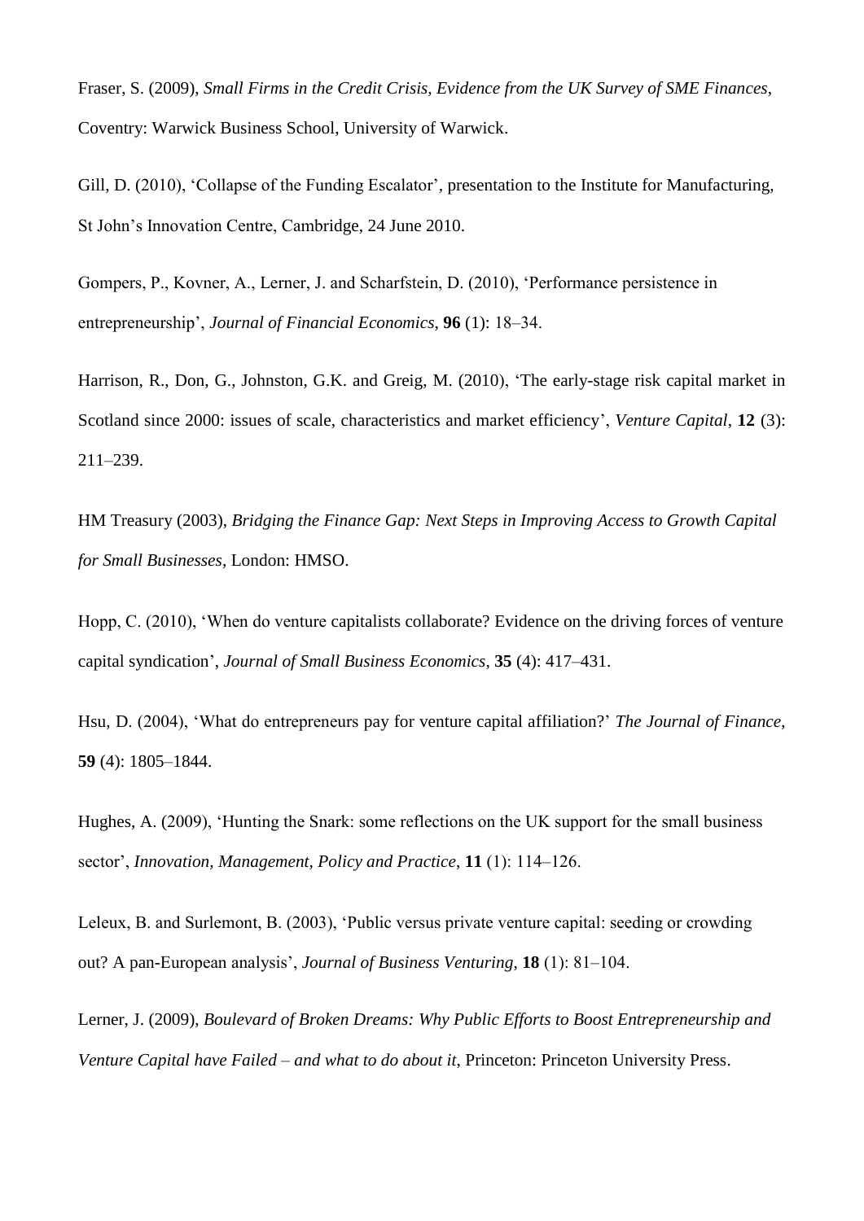Fraser, S. (2009), *Small Firms in the Credit Crisis, Evidence from the UK Survey of SME Finances*, Coventry: Warwick Business School, University of Warwick.

Gill, D. (2010), 'Collapse of the Funding Escalator', presentation to the Institute for Manufacturing, St John's Innovation Centre, Cambridge, 24 June 2010.

Gompers, P., Kovner, A., Lerner, J. and Scharfstein, D. (2010), 'Performance persistence in entrepreneurship', *Journal of Financial Economics*, **96** (1): 18–34.

Harrison, R., Don, G., Johnston, G.K. and Greig, M. (2010), 'The early-stage risk capital market in Scotland since 2000: issues of scale, characteristics and market efficiency', *Venture Capital*, **12** (3): 211–239.

HM Treasury (2003), *Bridging the Finance Gap: Next Steps in Improving Access to Growth Capital for Small Businesses*, London: HMSO.

Hopp, C. (2010), 'When do venture capitalists collaborate? Evidence on the driving forces of venture capital syndication', *Journal of Small Business Economics*, **35** (4): 417–431.

Hsu, D. (2004), 'What do entrepreneurs pay for venture capital affiliation?' *The Journal of Finance*, **59** (4): 1805–1844.

Hughes, A. (2009), 'Hunting the Snark: some reflections on the UK support for the small business sector', *Innovation, Management, Policy and Practice*, **11** (1): 114–126.

Leleux, B. and Surlemont, B. (2003), 'Public versus private venture capital: seeding or crowding out? A pan-European analysis', *Journal of Business Venturing*, **18** (1): 81–104.

Lerner, J. (2009), *Boulevard of Broken Dreams: Why Public Efforts to Boost Entrepreneurship and Venture Capital have Failed – and what to do about it*, Princeton: Princeton University Press.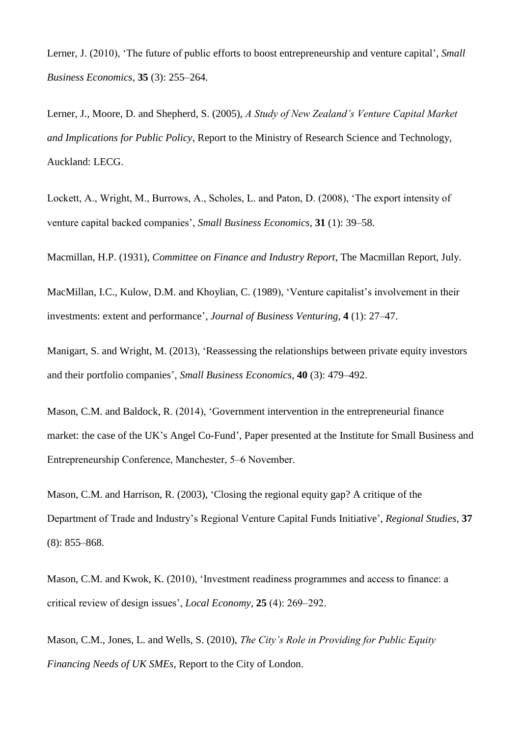Lerner, J. (2010), 'The future of public efforts to boost entrepreneurship and venture capital', *Small Business Economics*, **35** (3): 255–264.

Lerner, J., Moore, D. and Shepherd, S. (2005), *A Study of New Zealand's Venture Capital Market and Implications for Public Policy*, Report to the Ministry of Research Science and Technology, Auckland: LECG.

Lockett, A., Wright, M., Burrows, A., Scholes, L. and Paton, D. (2008), 'The export intensity of venture capital backed companies', *Small Business Economics*, **31** (1): 39–58.

Macmillan, H.P. (1931), *Committee on Finance and Industry Report*, The Macmillan Report, July.

MacMillan, I.C., Kulow, D.M. and Khoylian, C. (1989), 'Venture capitalist's involvement in their investments: extent and performance', *Journal of Business Venturing*, **4** (1): 27–47.

Manigart, S. and Wright, M. (2013), 'Reassessing the relationships between private equity investors and their portfolio companies', *Small Business Economics*, **40** (3): 479–492.

Mason, C.M. and Baldock, R. (2014), 'Government intervention in the entrepreneurial finance market: the case of the UK's Angel Co-Fund', Paper presented at the Institute for Small Business and Entrepreneurship Conference, Manchester, 5–6 November.

Mason, C.M. and Harrison, R. (2003), 'Closing the regional equity gap? A critique of the Department of Trade and Industry's Regional Venture Capital Funds Initiative', *Regional Studies*, **37** (8): 855–868.

Mason, C.M. and Kwok, K. (2010), 'Investment readiness programmes and access to finance: a critical review of design issues', *Local Economy*, **25** (4): 269–292.

Mason, C.M., Jones, L. and Wells, S. (2010), *The City's Role in Providing for Public Equity Financing Needs of UK SMEs*, Report to the City of London.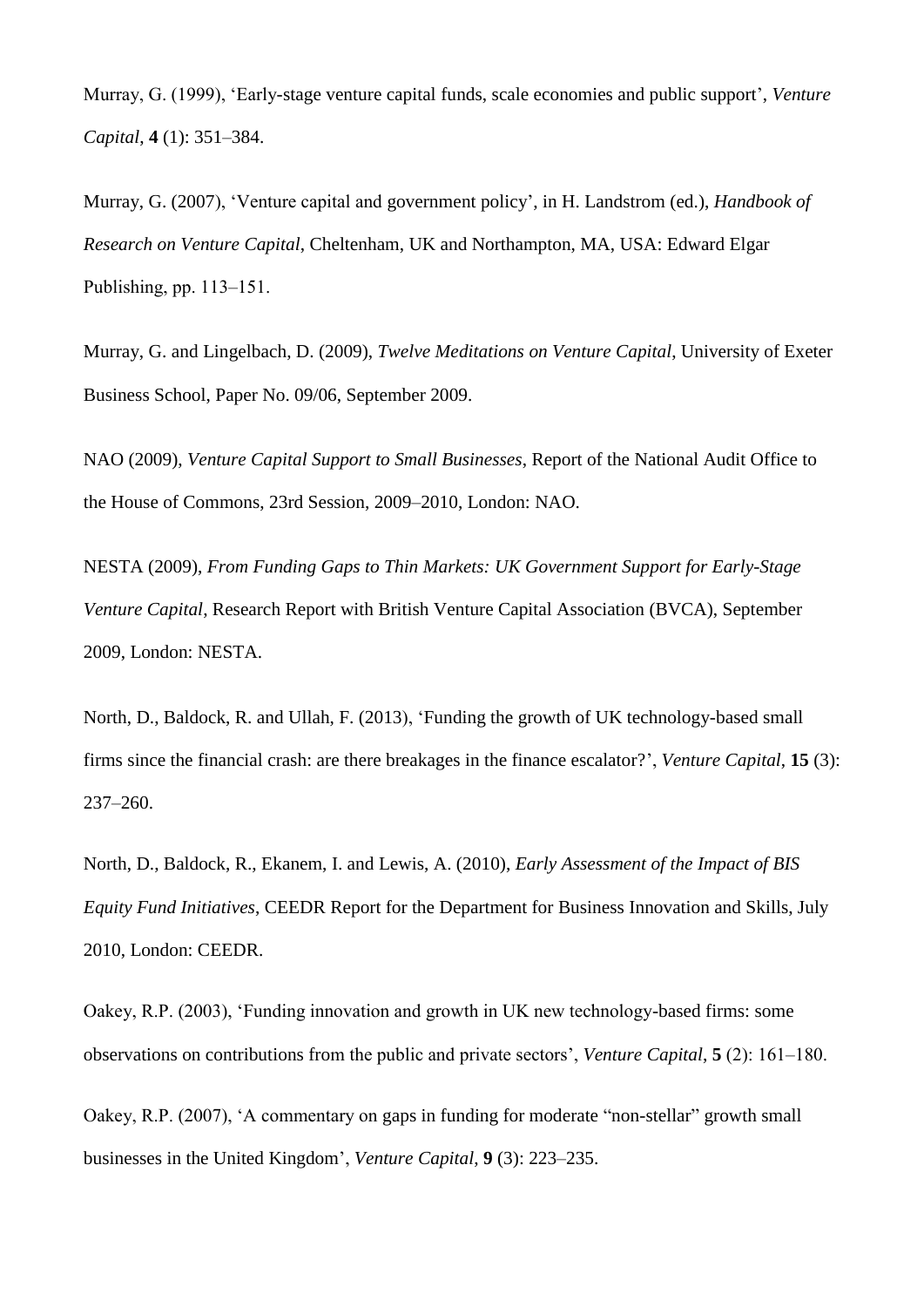Murray, G. (1999), 'Early-stage venture capital funds, scale economies and public support', *Venture Capital*, **4** (1): 351–384.

Murray, G. (2007), 'Venture capital and government policy', in H. Landstrom (ed.), *Handbook of Research on Venture Capital*, Cheltenham, UK and Northampton, MA, USA: Edward Elgar Publishing, pp. 113–151.

Murray, G. and Lingelbach, D. (2009), *Twelve Meditations on Venture Capital*, University of Exeter Business School, Paper No. 09/06, September 2009.

NAO (2009), *Venture Capital Support to Small Businesses*, Report of the National Audit Office to the House of Commons, 23rd Session, 2009–2010, London: NAO.

NESTA (2009), *From Funding Gaps to Thin Markets: UK Government Support for Early-Stage Venture Capital*, Research Report with British Venture Capital Association (BVCA), September 2009, London: NESTA.

North, D., Baldock, R. and Ullah, F. (2013), 'Funding the growth of UK technology-based small firms since the financial crash: are there breakages in the finance escalator?', *Venture Capital*, **15** (3): 237–260.

North, D., Baldock, R., Ekanem, I. and Lewis, A. (2010), *Early Assessment of the Impact of BIS Equity Fund Initiatives*, CEEDR Report for the Department for Business Innovation and Skills, July 2010, London: CEEDR.

Oakey, R.P. (2003), 'Funding innovation and growth in UK new technology-based firms: some observations on contributions from the public and private sectors', *Venture Capital*, **5** (2): 161–180.

Oakey, R.P. (2007), 'A commentary on gaps in funding for moderate "non-stellar" growth small businesses in the United Kingdom', *Venture Capital*, **9** (3): 223–235.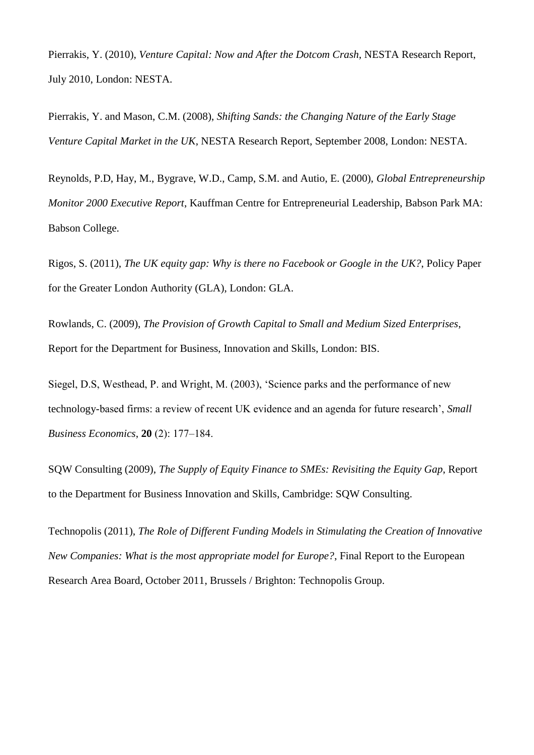Pierrakis, Y. (2010), *Venture Capital: Now and After the Dotcom Crash*, NESTA Research Report, July 2010, London: NESTA.

Pierrakis, Y. and Mason, C.M. (2008), *Shifting Sands: the Changing Nature of the Early Stage Venture Capital Market in the UK*, NESTA Research Report, September 2008, London: NESTA.

Reynolds, P.D, Hay, M., Bygrave, W.D., Camp, S.M. and Autio, E. (2000), *Global Entrepreneurship Monitor 2000 Executive Report*, Kauffman Centre for Entrepreneurial Leadership, Babson Park MA: Babson College.

Rigos, S. (2011), *The UK equity gap: Why is there no Facebook or Google in the UK?*, Policy Paper for the Greater London Authority (GLA), London: GLA.

Rowlands, C. (2009), *The Provision of Growth Capital to Small and Medium Sized Enterprises*, Report for the Department for Business, Innovation and Skills, London: BIS.

Siegel, D.S, Westhead, P. and Wright, M. (2003), 'Science parks and the performance of new technology-based firms: a review of recent UK evidence and an agenda for future research', *Small Business Economics*, **20** (2): 177–184.

SQW Consulting (2009), *The Supply of Equity Finance to SMEs: Revisiting the Equity Gap*, Report to the Department for Business Innovation and Skills, Cambridge: SQW Consulting.

Technopolis (2011), *The Role of Different Funding Models in Stimulating the Creation of Innovative New Companies: What is the most appropriate model for Europe?*, Final Report to the European Research Area Board, October 2011, Brussels / Brighton: Technopolis Group.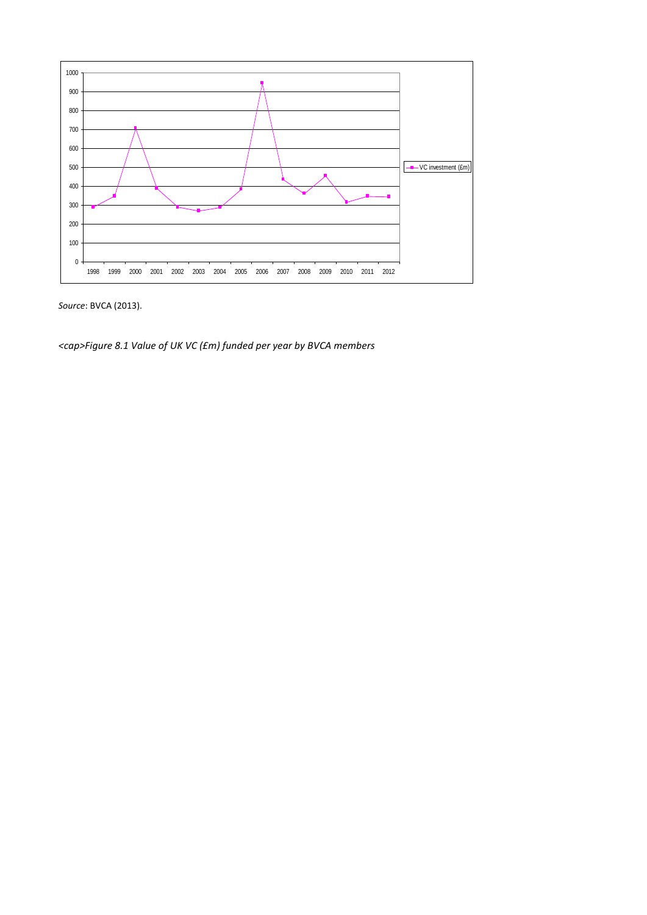*Source*: BVCA (2013).

<cap>*Figure 8.1 Value of UK VC (£m) funded per year by BVCA members*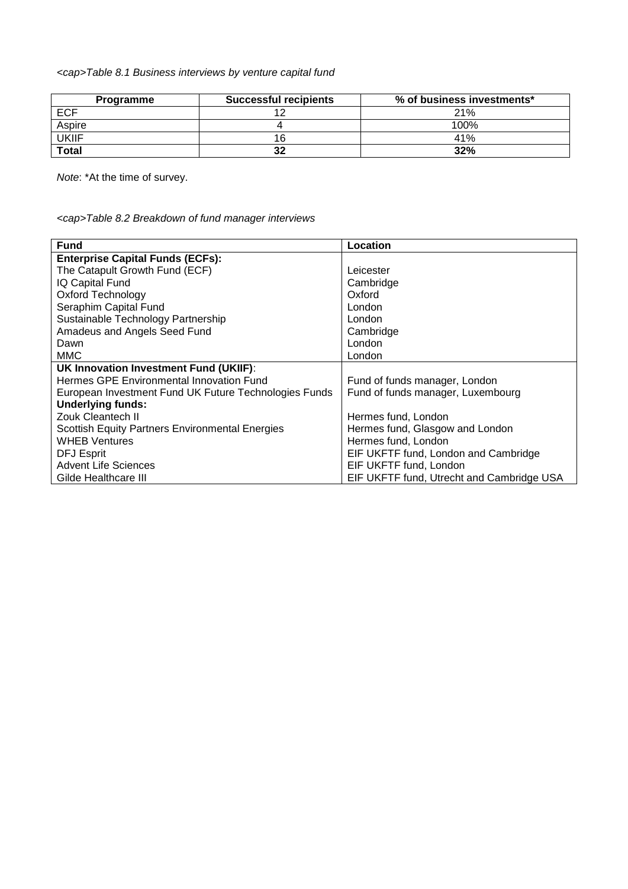<cap>*Table 8.1 Business interviews by venture capital fund*

| Programme | Successful recipients | % of business investments* |
|---|---|---|
| ECF | 12 | 21% |
| Aspire | 4 | 100% |
| UKIIF | 16 | 41% |
| **Total** | **32** | **32%** |

*Note*: *At the time of survey.

<cap>*Table 8.2 Breakdown of fund manager interviews*

| Fund | Location |
|---|---|
| **Enterprise Capital Funds (ECFs):** | |
| The Catapult Growth Fund (ECF) | Leicester |
| IQ Capital Fund | Cambridge |
| Oxford Technology | Oxford |
| Seraphim Capital Fund | London |
| Sustainable Technology Partnership | London |
| Amadeus and Angels Seed Fund | Cambridge |
| Dawn | London |
| MMC | London |
| **UK Innovation Investment Fund (UKIIF)**: | |
| Hermes GPE Environmental Innovation Fund | Fund of funds manager, London |
| European Investment Fund UK Future Technologies Funds | Fund of funds manager, Luxembourg |
| **Underlying funds:** | |
| Zouk Cleantech II | Hermes fund, London |
| Scottish Equity Partners Environmental Energies | Hermes fund, Glasgow and London |
| WHEB Ventures | Hermes fund, London |
| DFJ Esprit | EIF UKFTF fund, London and Cambridge |
| Advent Life Sciences | EIF UKFTF fund, London |
| Gilde Healthcare III | EIF UKFTF fund, Utrecht and Cambridge USA |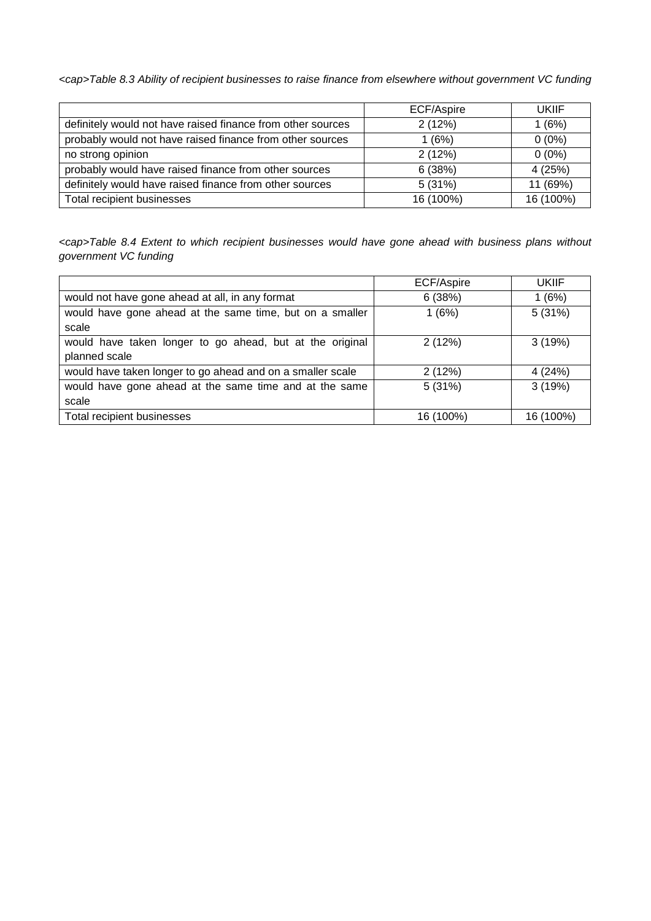*<cap>Table 8.3 Ability of recipient businesses to raise finance from elsewhere without government VC funding*

| | ECF/Aspire | UKIIF |
|---|---|---|
| definitely would not have raised finance from other sources | 2 (12%) | 1 (6%) |
| probably would not have raised finance from other sources | 1 (6%) | 0 (0%) |
| no strong opinion | 2 (12%) | 0 (0%) |
| probably would have raised finance from other sources | 6 (38%) | 4 (25%) |
| definitely would have raised finance from other sources | 5 (31%) | 11 (69%) |
| Total recipient businesses | 16 (100%) | 16 (100%) |

*<cap>Table 8.4 Extent to which recipient businesses would have gone ahead with business plans without government VC funding*

| | ECF/Aspire | UKIIF |
|---|---|---|
| would not have gone ahead at all, in any format | 6 (38%) | 1 (6%) |
| would have gone ahead at the same time, but on a smaller scale | 1 (6%) | 5 (31%) |
| would have taken longer to go ahead, but at the original planned scale | 2 (12%) | 3 (19%) |
| would have taken longer to go ahead and on a smaller scale | 2 (12%) | 4 (24%) |
| would have gone ahead at the same time and at the same scale | 5 (31%) | 3 (19%) |
| Total recipient businesses | 16 (100%) | 16 (100%) |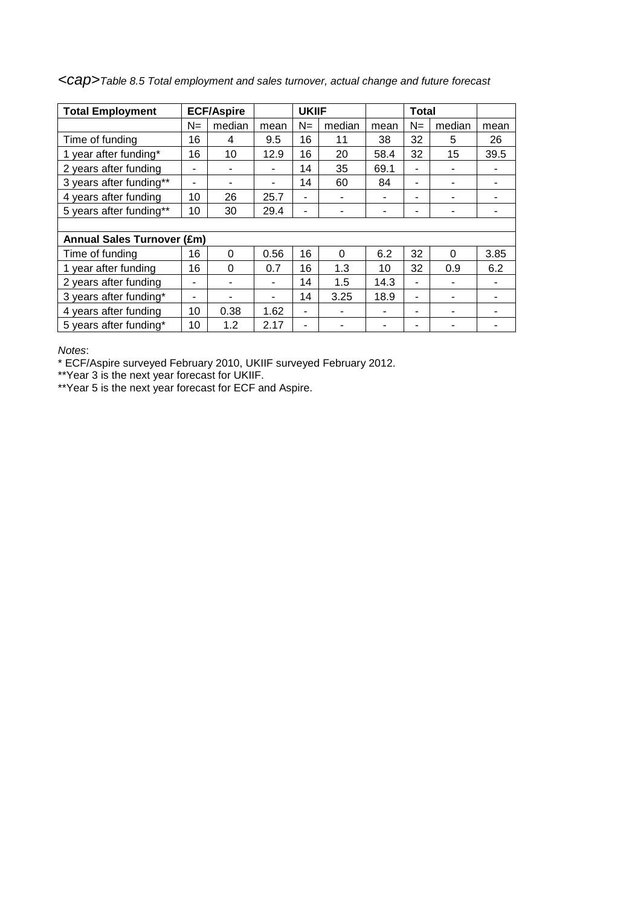<cap>*Table 8.5 Total employment and sales turnover, actual change and future forecast*

| **Total Employment** | **ECF/Aspire** | | | **UKIIF** | | | **Total** | | |
|---|---|---|---|---|---|---|---|---|---|
| | N= | median | mean | N= | median | mean | N= | median | mean |
| Time of funding | 16 | 4 | 9.5 | 16 | 11 | 38 | 32 | 5 | 26 |
| 1 year after funding* | 16 | 10 | 12.9 | 16 | 20 | 58.4 | 32 | 15 | 39.5 |
| 2 years after funding | - | - | - | 14 | 35 | 69.1 | - | - | - |
| 3 years after funding** | - | - | - | 14 | 60 | 84 | - | - | - |
| 4 years after funding | 10 | 26 | 25.7 | - | - | - | - | - | - |
| 5 years after funding** | 10 | 30 | 29.4 | - | - | - | - | - | - |
| | | | | | | | | | |
| **Annual Sales Turnover (£m)** | | | | | | | | | |
| Time of funding | 16 | 0 | 0.56 | 16 | 0 | 6.2 | 32 | 0 | 3.85 |
| 1 year after funding | 16 | 0 | 0.7 | 16 | 1.3 | 10 | 32 | 0.9 | 6.2 |
| 2 years after funding | - | - | - | 14 | 1.5 | 14.3 | - | - | - |
| 3 years after funding* | - | - | - | 14 | 3.25 | 18.9 | - | - | - |
| 4 years after funding | 10 | 0.38 | 1.62 | - | - | - | - | - | - |
| 5 years after funding* | 10 | 1.2 | 2.17 | - | - | - | - | - | - |

*Notes*:

* ECF/Aspire surveyed February 2010, UKIIF surveyed February 2012.

**Year 3 is the next year forecast for UKIIF.

**Year 5 is the next year forecast for ECF and Aspire.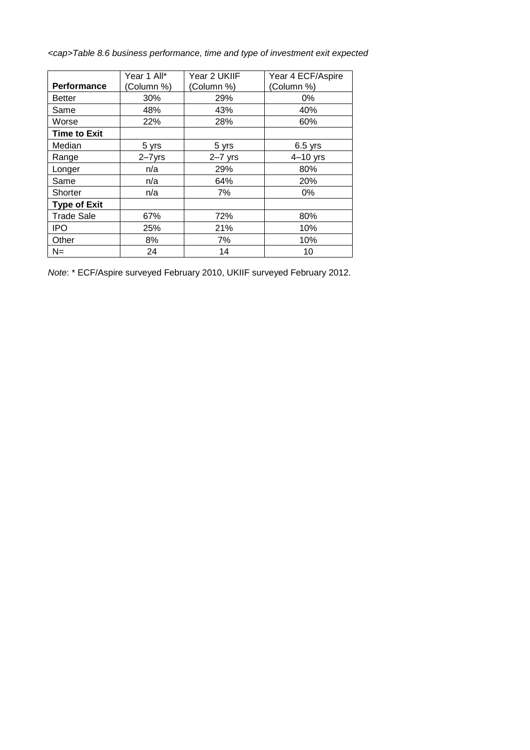<cap>*Table 8.6 business performance, time and type of investment exit expected*

| **Performance** | Year 1 All* (Column %) | Year 2 UKIIF (Column %) | Year 4 ECF/Aspire (Column %) |
|---|---|---|---|
| Better | 30% | 29% | 0% |
| Same | 48% | 43% | 40% |
| Worse | 22% | 28% | 60% |
| **Time to Exit** | | | |
| Median | 5 yrs | 5 yrs | 6.5 yrs |
| Range | 2–7yrs | 2–7 yrs | 4–10 yrs |
| Longer | n/a | 29% | 80% |
| Same | n/a | 64% | 20% |
| Shorter | n/a | 7% | 0% |
| **Type of Exit** | | | |
| Trade Sale | 67% | 72% | 80% |
| IPO | 25% | 21% | 10% |
| Other | 8% | 7% | 10% |
| N= | 24 | 14 | 10 |

*Note*: * ECF/Aspire surveyed February 2010, UKIIF surveyed February 2012.